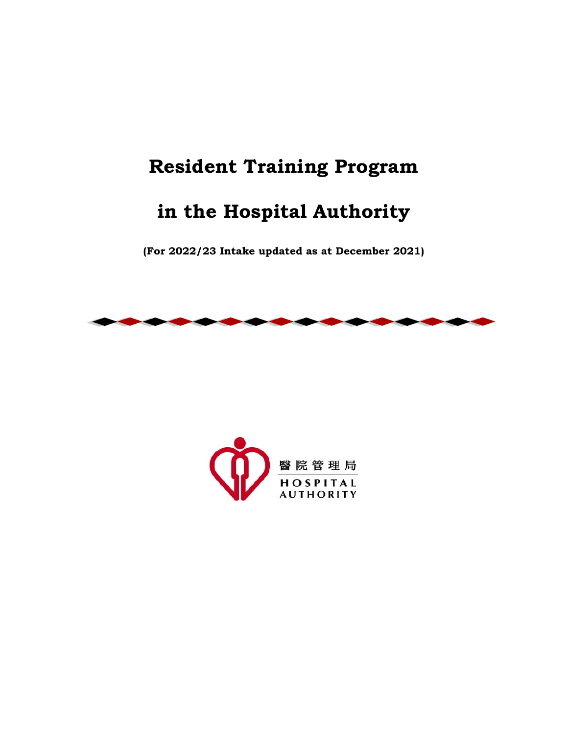# Resident Training Program

# in the Hospital Authority

**(For 2022/23 Intake updated as at December 2021)**

醫院管理局

HOSPITAL AUTHORITY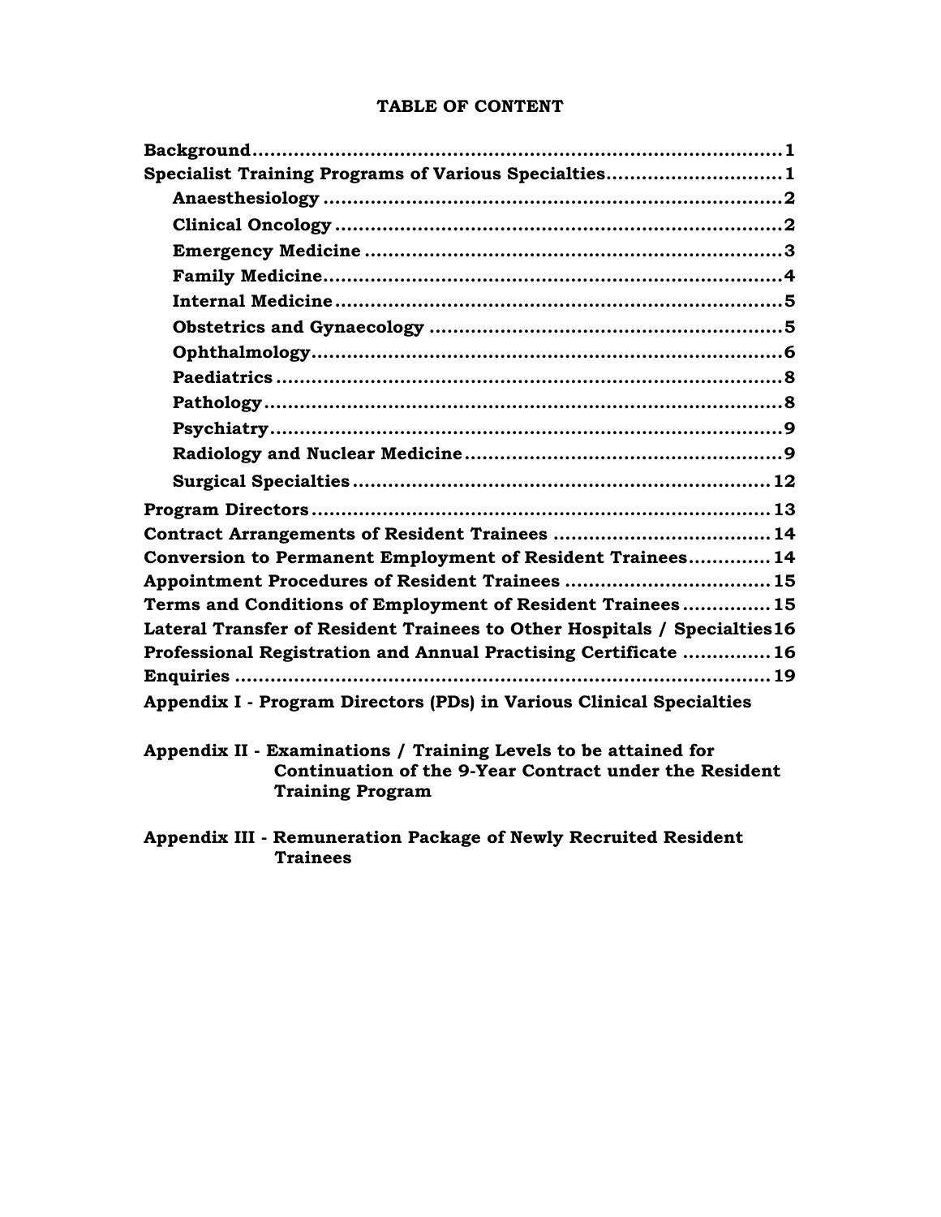**TABLE OF CONTENT**

| | |
|---|---|
| **Background** | **1** |
| **Specialist Training Programs of Various Specialties** | **1** |
| &nbsp;&nbsp;&nbsp;&nbsp;**Anaesthesiology** | **2** |
| &nbsp;&nbsp;&nbsp;&nbsp;**Clinical Oncology** | **2** |
| &nbsp;&nbsp;&nbsp;&nbsp;**Emergency Medicine** | **3** |
| &nbsp;&nbsp;&nbsp;&nbsp;**Family Medicine** | **4** |
| &nbsp;&nbsp;&nbsp;&nbsp;**Internal Medicine** | **5** |
| &nbsp;&nbsp;&nbsp;&nbsp;**Obstetrics and Gynaecology** | **5** |
| &nbsp;&nbsp;&nbsp;&nbsp;**Ophthalmology** | **6** |
| &nbsp;&nbsp;&nbsp;&nbsp;**Paediatrics** | **8** |
| &nbsp;&nbsp;&nbsp;&nbsp;**Pathology** | **8** |
| &nbsp;&nbsp;&nbsp;&nbsp;**Psychiatry** | **9** |
| &nbsp;&nbsp;&nbsp;&nbsp;**Radiology and Nuclear Medicine** | **9** |
| &nbsp;&nbsp;&nbsp;&nbsp;**Surgical Specialties** | **12** |
| **Program Directors** | **13** |
| **Contract Arrangements of Resident Trainees** | **14** |
| **Conversion to Permanent Employment of Resident Trainees** | **14** |
| **Appointment Procedures of Resident Trainees** | **15** |
| **Terms and Conditions of Employment of Resident Trainees** | **15** |
| **Lateral Transfer of Resident Trainees to Other Hospitals / Specialties** | **16** |
| **Professional Registration and Annual Practising Certificate** | **16** |
| **Enquiries** | **19** |

**Appendix I - Program Directors (PDs) in Various Clinical Specialties**

**Appendix II - Examinations / Training Levels to be attained for Continuation of the 9-Year Contract under the Resident Training Program**

**Appendix III - Remuneration Package of Newly Recruited Resident Trainees**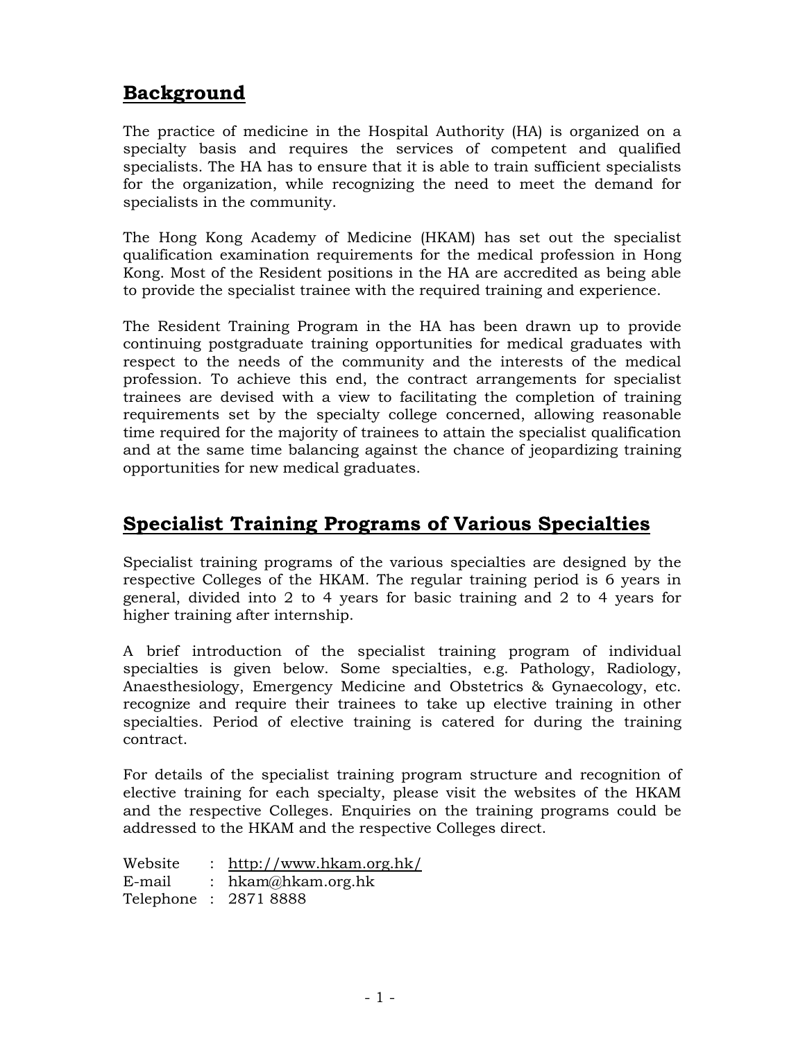## Background

The practice of medicine in the Hospital Authority (HA) is organized on a specialty basis and requires the services of competent and qualified specialists. The HA has to ensure that it is able to train sufficient specialists for the organization, while recognizing the need to meet the demand for specialists in the community.

The Hong Kong Academy of Medicine (HKAM) has set out the specialist qualification examination requirements for the medical profession in Hong Kong. Most of the Resident positions in the HA are accredited as being able to provide the specialist trainee with the required training and experience.

The Resident Training Program in the HA has been drawn up to provide continuing postgraduate training opportunities for medical graduates with respect to the needs of the community and the interests of the medical profession. To achieve this end, the contract arrangements for specialist trainees are devised with a view to facilitating the completion of training requirements set by the specialty college concerned, allowing reasonable time required for the majority of trainees to attain the specialist qualification and at the same time balancing against the chance of jeopardizing training opportunities for new medical graduates.

## Specialist Training Programs of Various Specialties

Specialist training programs of the various specialties are designed by the respective Colleges of the HKAM. The regular training period is 6 years in general, divided into 2 to 4 years for basic training and 2 to 4 years for higher training after internship.

A brief introduction of the specialist training program of individual specialties is given below. Some specialties, e.g. Pathology, Radiology, Anaesthesiology, Emergency Medicine and Obstetrics & Gynaecology, etc. recognize and require their trainees to take up elective training in other specialties. Period of elective training is catered for during the training contract.

For details of the specialist training program structure and recognition of elective training for each specialty, please visit the websites of the HKAM and the respective Colleges. Enquiries on the training programs could be addressed to the HKAM and the respective Colleges direct.

Website : http://www.hkam.org.hk/
E-mail : hkam@hkam.org.hk
Telephone : 2871 8888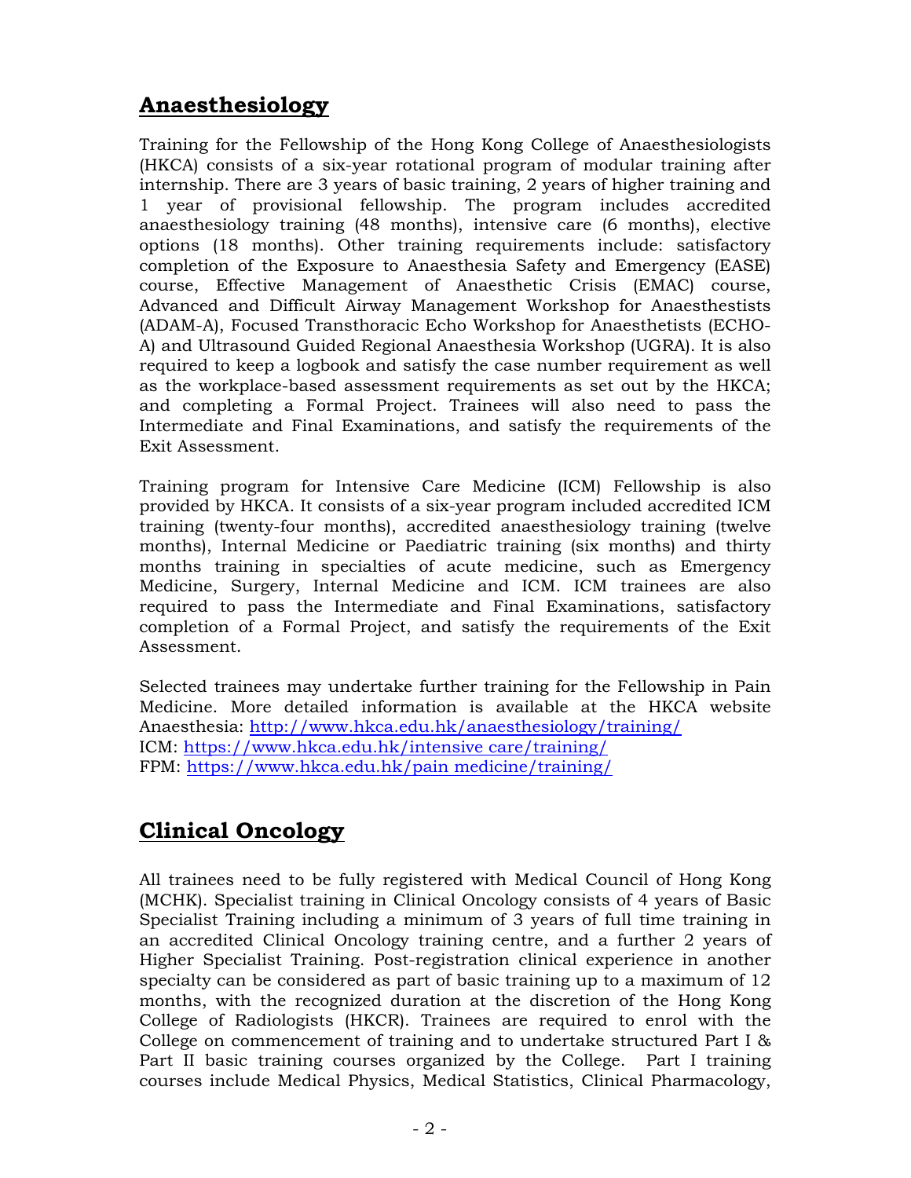## Anaesthesiology

Training for the Fellowship of the Hong Kong College of Anaesthesiologists (HKCA) consists of a six-year rotational program of modular training after internship. There are 3 years of basic training, 2 years of higher training and 1 year of provisional fellowship. The program includes accredited anaesthesiology training (48 months), intensive care (6 months), elective options (18 months). Other training requirements include: satisfactory completion of the Exposure to Anaesthesia Safety and Emergency (EASE) course, Effective Management of Anaesthetic Crisis (EMAC) course, Advanced and Difficult Airway Management Workshop for Anaesthestists (ADAM-A), Focused Transthoracic Echo Workshop for Anaesthetists (ECHO-A) and Ultrasound Guided Regional Anaesthesia Workshop (UGRA). It is also required to keep a logbook and satisfy the case number requirement as well as the workplace-based assessment requirements as set out by the HKCA; and completing a Formal Project. Trainees will also need to pass the Intermediate and Final Examinations, and satisfy the requirements of the Exit Assessment.

Training program for Intensive Care Medicine (ICM) Fellowship is also provided by HKCA. It consists of a six-year program included accredited ICM training (twenty-four months), accredited anaesthesiology training (twelve months), Internal Medicine or Paediatric training (six months) and thirty months training in specialties of acute medicine, such as Emergency Medicine, Surgery, Internal Medicine and ICM. ICM trainees are also required to pass the Intermediate and Final Examinations, satisfactory completion of a Formal Project, and satisfy the requirements of the Exit Assessment.

Selected trainees may undertake further training for the Fellowship in Pain Medicine. More detailed information is available at the HKCA website
Anaesthesia: http://www.hkca.edu.hk/anaesthesiology/training/
ICM: https://www.hkca.edu.hk/intensive care/training/
FPM: https://www.hkca.edu.hk/pain medicine/training/

## Clinical Oncology

All trainees need to be fully registered with Medical Council of Hong Kong (MCHK). Specialist training in Clinical Oncology consists of 4 years of Basic Specialist Training including a minimum of 3 years of full time training in an accredited Clinical Oncology training centre, and a further 2 years of Higher Specialist Training. Post-registration clinical experience in another specialty can be considered as part of basic training up to a maximum of 12 months, with the recognized duration at the discretion of the Hong Kong College of Radiologists (HKCR). Trainees are required to enrol with the College on commencement of training and to undertake structured Part I & Part II basic training courses organized by the College. Part I training courses include Medical Physics, Medical Statistics, Clinical Pharmacology,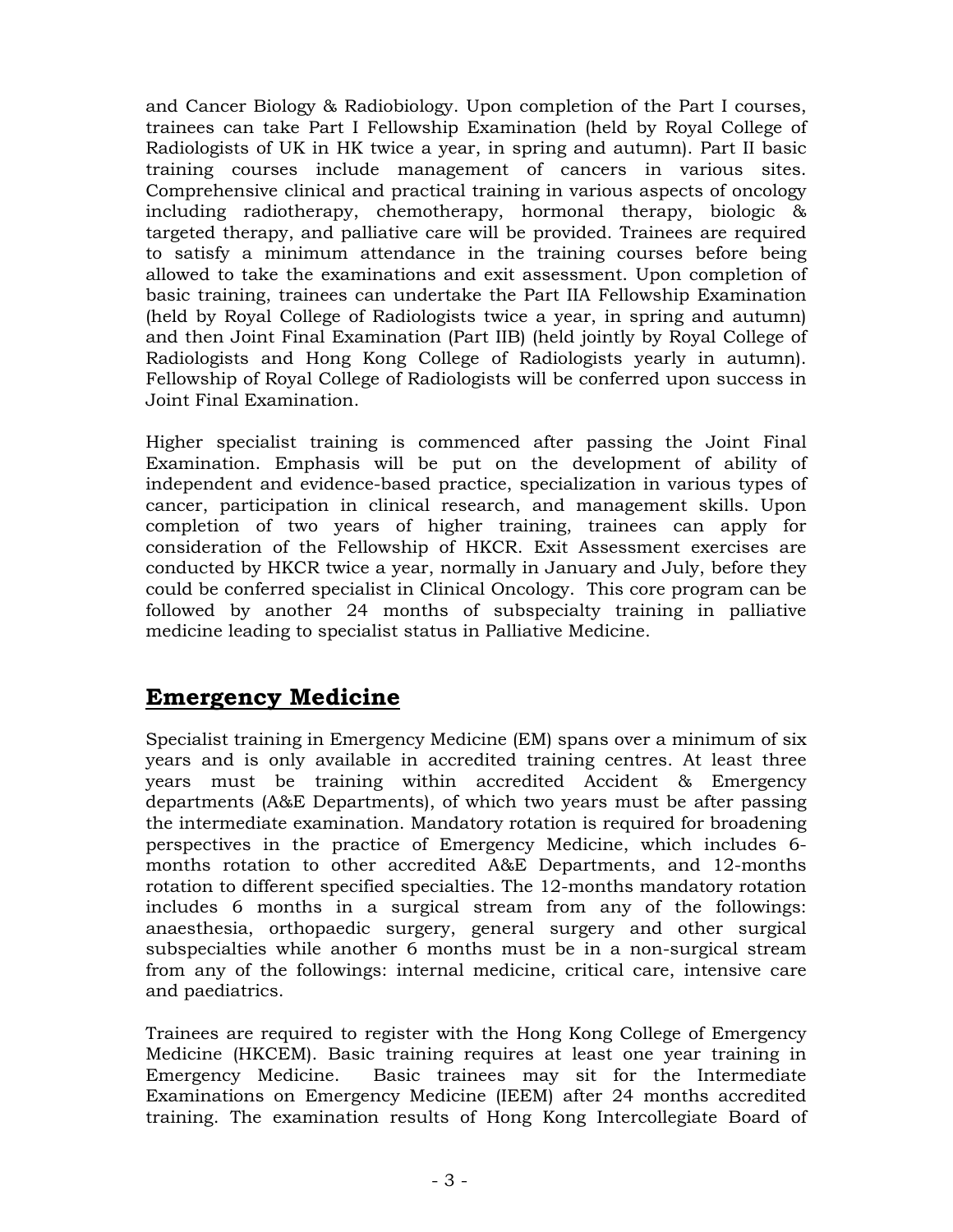and Cancer Biology & Radiobiology. Upon completion of the Part I courses, trainees can take Part I Fellowship Examination (held by Royal College of Radiologists of UK in HK twice a year, in spring and autumn). Part II basic training courses include management of cancers in various sites. Comprehensive clinical and practical training in various aspects of oncology including radiotherapy, chemotherapy, hormonal therapy, biologic & targeted therapy, and palliative care will be provided. Trainees are required to satisfy a minimum attendance in the training courses before being allowed to take the examinations and exit assessment. Upon completion of basic training, trainees can undertake the Part IIA Fellowship Examination (held by Royal College of Radiologists twice a year, in spring and autumn) and then Joint Final Examination (Part IIB) (held jointly by Royal College of Radiologists and Hong Kong College of Radiologists yearly in autumn). Fellowship of Royal College of Radiologists will be conferred upon success in Joint Final Examination.

Higher specialist training is commenced after passing the Joint Final Examination. Emphasis will be put on the development of ability of independent and evidence-based practice, specialization in various types of cancer, participation in clinical research, and management skills. Upon completion of two years of higher training, trainees can apply for consideration of the Fellowship of HKCR. Exit Assessment exercises are conducted by HKCR twice a year, normally in January and July, before they could be conferred specialist in Clinical Oncology. This core program can be followed by another 24 months of subspecialty training in palliative medicine leading to specialist status in Palliative Medicine.

## **Emergency Medicine**

Specialist training in Emergency Medicine (EM) spans over a minimum of six years and is only available in accredited training centres. At least three years must be training within accredited Accident & Emergency departments (A&E Departments), of which two years must be after passing the intermediate examination. Mandatory rotation is required for broadening perspectives in the practice of Emergency Medicine, which includes 6-months rotation to other accredited A&E Departments, and 12-months rotation to different specified specialties. The 12-months mandatory rotation includes 6 months in a surgical stream from any of the followings: anaesthesia, orthopaedic surgery, general surgery and other surgical subspecialties while another 6 months must be in a non-surgical stream from any of the followings: internal medicine, critical care, intensive care and paediatrics.

Trainees are required to register with the Hong Kong College of Emergency Medicine (HKCEM). Basic training requires at least one year training in Emergency Medicine. Basic trainees may sit for the Intermediate Examinations on Emergency Medicine (IEEM) after 24 months accredited training. The examination results of Hong Kong Intercollegiate Board of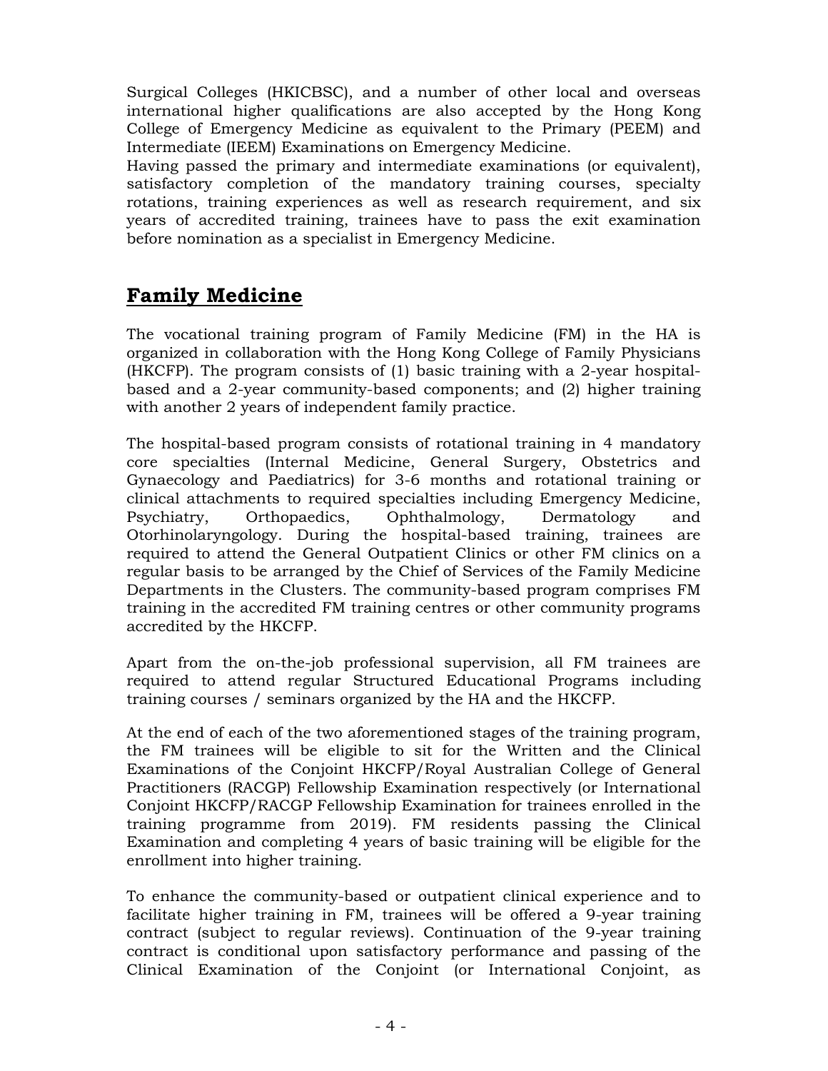Surgical Colleges (HKICBSC), and a number of other local and overseas international higher qualifications are also accepted by the Hong Kong College of Emergency Medicine as equivalent to the Primary (PEEM) and Intermediate (IEEM) Examinations on Emergency Medicine.
Having passed the primary and intermediate examinations (or equivalent), satisfactory completion of the mandatory training courses, specialty rotations, training experiences as well as research requirement, and six years of accredited training, trainees have to pass the exit examination before nomination as a specialist in Emergency Medicine.

## **Family Medicine**

The vocational training program of Family Medicine (FM) in the HA is organized in collaboration with the Hong Kong College of Family Physicians (HKCFP). The program consists of (1) basic training with a 2-year hospital-based and a 2-year community-based components; and (2) higher training with another 2 years of independent family practice.

The hospital-based program consists of rotational training in 4 mandatory core specialties (Internal Medicine, General Surgery, Obstetrics and Gynaecology and Paediatrics) for 3-6 months and rotational training or clinical attachments to required specialties including Emergency Medicine, Psychiatry, Orthopaedics, Ophthalmology, Dermatology and Otorhinolaryngology. During the hospital-based training, trainees are required to attend the General Outpatient Clinics or other FM clinics on a regular basis to be arranged by the Chief of Services of the Family Medicine Departments in the Clusters. The community-based program comprises FM training in the accredited FM training centres or other community programs accredited by the HKCFP.

Apart from the on-the-job professional supervision, all FM trainees are required to attend regular Structured Educational Programs including training courses / seminars organized by the HA and the HKCFP.

At the end of each of the two aforementioned stages of the training program, the FM trainees will be eligible to sit for the Written and the Clinical Examinations of the Conjoint HKCFP/Royal Australian College of General Practitioners (RACGP) Fellowship Examination respectively (or International Conjoint HKCFP/RACGP Fellowship Examination for trainees enrolled in the training programme from 2019). FM residents passing the Clinical Examination and completing 4 years of basic training will be eligible for the enrollment into higher training.

To enhance the community-based or outpatient clinical experience and to facilitate higher training in FM, trainees will be offered a 9-year training contract (subject to regular reviews). Continuation of the 9-year training contract is conditional upon satisfactory performance and passing of the Clinical Examination of the Conjoint (or International Conjoint, as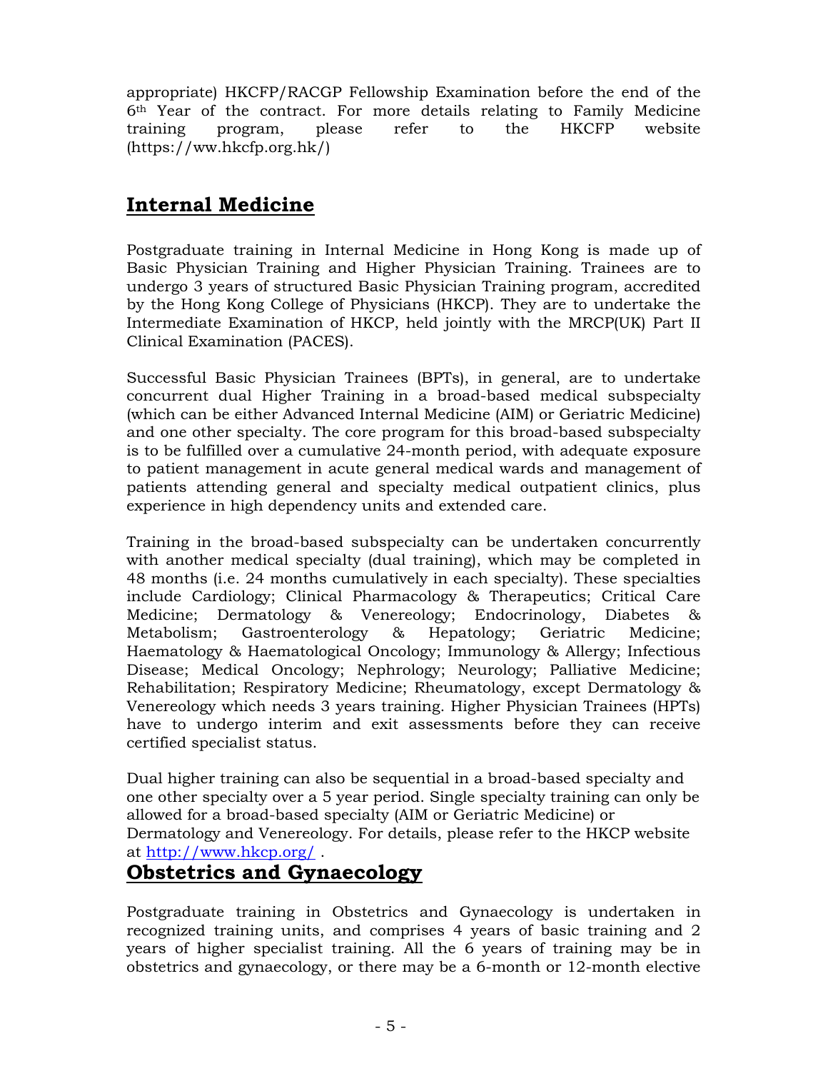appropriate) HKCFP/RACGP Fellowship Examination before the end of the 6th Year of the contract. For more details relating to Family Medicine training program, please refer to the HKCFP website (https://ww.hkcfp.org.hk/)

## Internal Medicine

Postgraduate training in Internal Medicine in Hong Kong is made up of Basic Physician Training and Higher Physician Training. Trainees are to undergo 3 years of structured Basic Physician Training program, accredited by the Hong Kong College of Physicians (HKCP). They are to undertake the Intermediate Examination of HKCP, held jointly with the MRCP(UK) Part II Clinical Examination (PACES).

Successful Basic Physician Trainees (BPTs), in general, are to undertake concurrent dual Higher Training in a broad-based medical subspecialty (which can be either Advanced Internal Medicine (AIM) or Geriatric Medicine) and one other specialty. The core program for this broad-based subspecialty is to be fulfilled over a cumulative 24-month period, with adequate exposure to patient management in acute general medical wards and management of patients attending general and specialty medical outpatient clinics, plus experience in high dependency units and extended care.

Training in the broad-based subspecialty can be undertaken concurrently with another medical specialty (dual training), which may be completed in 48 months (i.e. 24 months cumulatively in each specialty). These specialties include Cardiology; Clinical Pharmacology & Therapeutics; Critical Care Medicine; Dermatology & Venereology; Endocrinology, Diabetes & Metabolism; Gastroenterology & Hepatology; Geriatric Medicine; Haematology & Haematological Oncology; Immunology & Allergy; Infectious Disease; Medical Oncology; Nephrology; Neurology; Palliative Medicine; Rehabilitation; Respiratory Medicine; Rheumatology, except Dermatology & Venereology which needs 3 years training. Higher Physician Trainees (HPTs) have to undergo interim and exit assessments before they can receive certified specialist status.

Dual higher training can also be sequential in a broad-based specialty and one other specialty over a 5 year period. Single specialty training can only be allowed for a broad-based specialty (AIM or Geriatric Medicine) or Dermatology and Venereology. For details, please refer to the HKCP website at http://www.hkcp.org/ .

## Obstetrics and Gynaecology

Postgraduate training in Obstetrics and Gynaecology is undertaken in recognized training units, and comprises 4 years of basic training and 2 years of higher specialist training. All the 6 years of training may be in obstetrics and gynaecology, or there may be a 6-month or 12-month elective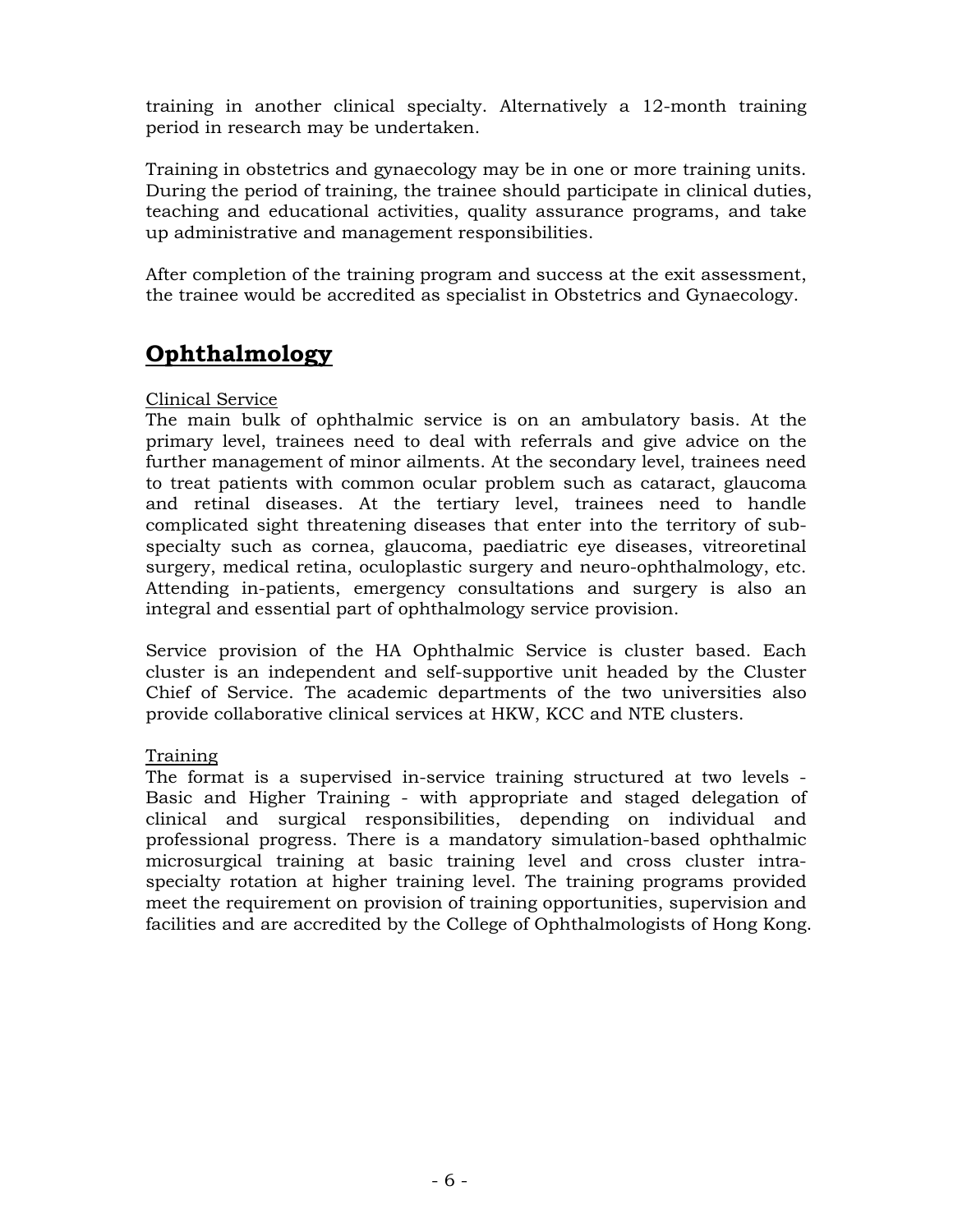training in another clinical specialty. Alternatively a 12-month training period in research may be undertaken.

Training in obstetrics and gynaecology may be in one or more training units. During the period of training, the trainee should participate in clinical duties, teaching and educational activities, quality assurance programs, and take up administrative and management responsibilities.

After completion of the training program and success at the exit assessment, the trainee would be accredited as specialist in Obstetrics and Gynaecology.

## Ophthalmology

Clinical Service

The main bulk of ophthalmic service is on an ambulatory basis. At the primary level, trainees need to deal with referrals and give advice on the further management of minor ailments. At the secondary level, trainees need to treat patients with common ocular problem such as cataract, glaucoma and retinal diseases. At the tertiary level, trainees need to handle complicated sight threatening diseases that enter into the territory of sub-specialty such as cornea, glaucoma, paediatric eye diseases, vitreoretinal surgery, medical retina, oculoplastic surgery and neuro-ophthalmology, etc. Attending in-patients, emergency consultations and surgery is also an integral and essential part of ophthalmology service provision.

Service provision of the HA Ophthalmic Service is cluster based. Each cluster is an independent and self-supportive unit headed by the Cluster Chief of Service. The academic departments of the two universities also provide collaborative clinical services at HKW, KCC and NTE clusters.

Training

The format is a supervised in-service training structured at two levels - Basic and Higher Training - with appropriate and staged delegation of clinical and surgical responsibilities, depending on individual and professional progress. There is a mandatory simulation-based ophthalmic microsurgical training at basic training level and cross cluster intra-specialty rotation at higher training level. The training programs provided meet the requirement on provision of training opportunities, supervision and facilities and are accredited by the College of Ophthalmologists of Hong Kong.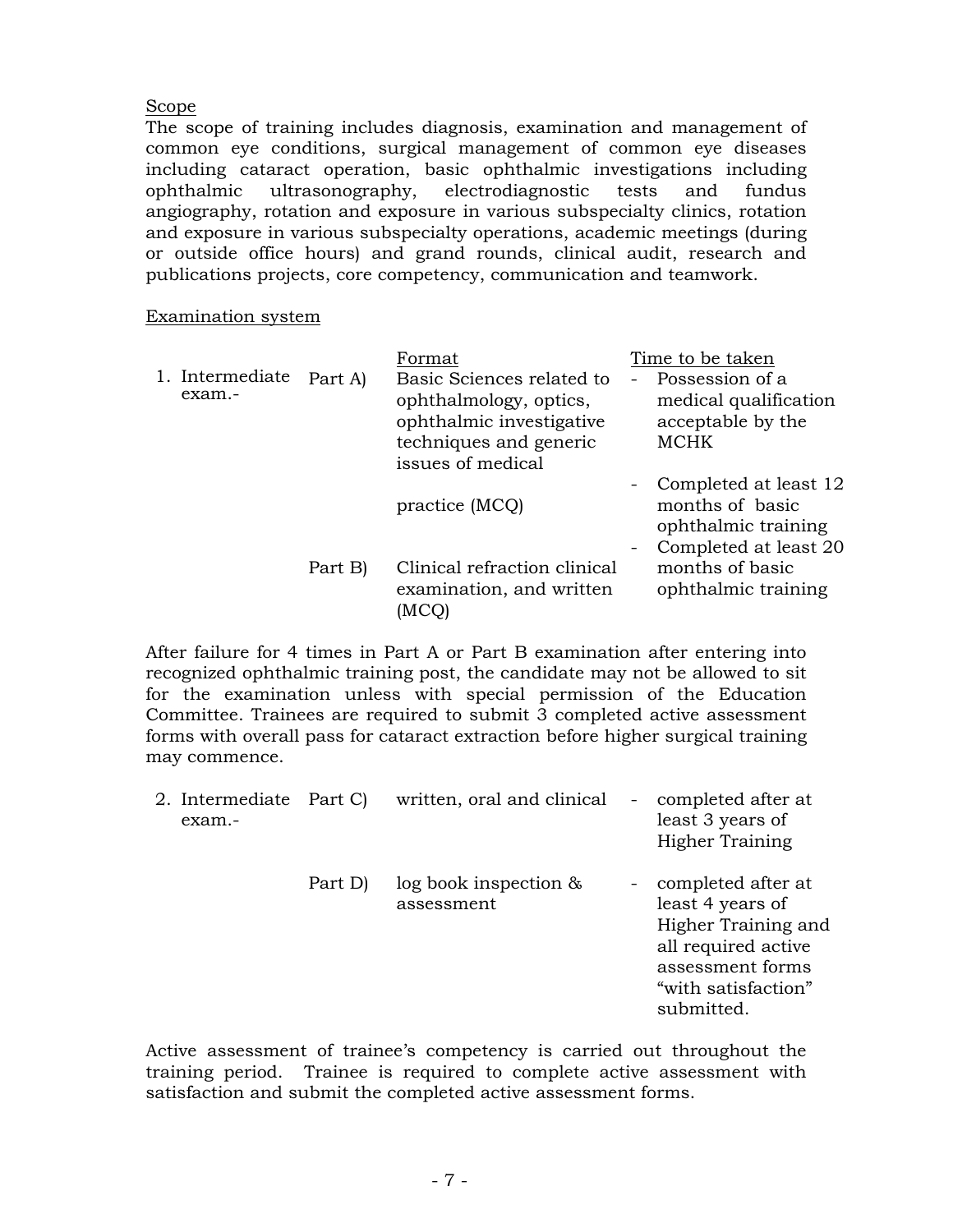Scope

The scope of training includes diagnosis, examination and management of common eye conditions, surgical management of common eye diseases including cataract operation, basic ophthalmic investigations including ophthalmic ultrasonography, electrodiagnostic tests and fundus angiography, rotation and exposure in various subspecialty clinics, rotation and exposure in various subspecialty operations, academic meetings (during or outside office hours) and grand rounds, clinical audit, research and publications projects, core competency, communication and teamwork.

Examination system

| | | Format | Time to be taken |
|---|---|---|---|
| 1. Intermediate exam.- | Part A) | Basic Sciences related to ophthalmology, optics, ophthalmic investigative techniques and generic issues of medical practice (MCQ) | - Possession of a medical qualification acceptable by the MCHK<br>- Completed at least 12 months of basic ophthalmic training |
| | Part B) | Clinical refraction clinical examination, and written (MCQ) | - Completed at least 20 months of basic ophthalmic training |

After failure for 4 times in Part A or Part B examination after entering into recognized ophthalmic training post, the candidate may not be allowed to sit for the examination unless with special permission of the Education Committee. Trainees are required to submit 3 completed active assessment forms with overall pass for cataract extraction before higher surgical training may commence.

| | | | |
|---|---|---|---|
| 2. Intermediate exam.- | Part C) | written, oral and clinical | - completed after at least 3 years of Higher Training |
| | Part D) | log book inspection & assessment | - completed after at least 4 years of Higher Training and all required active assessment forms "with satisfaction" submitted. |

Active assessment of trainee's competency is carried out throughout the training period. Trainee is required to complete active assessment with satisfaction and submit the completed active assessment forms.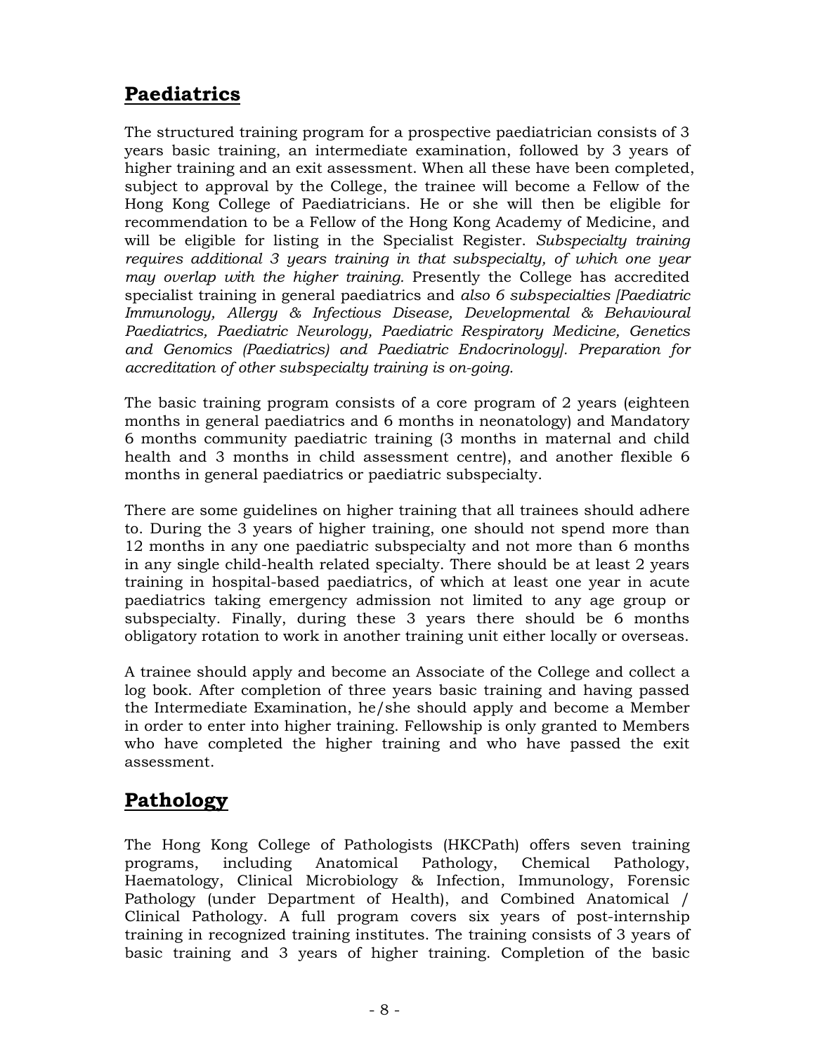## **Paediatrics**

The structured training program for a prospective paediatrician consists of 3 years basic training, an intermediate examination, followed by 3 years of higher training and an exit assessment. When all these have been completed, subject to approval by the College, the trainee will become a Fellow of the Hong Kong College of Paediatricians. He or she will then be eligible for recommendation to be a Fellow of the Hong Kong Academy of Medicine, and will be eligible for listing in the Specialist Register. *Subspecialty training requires additional 3 years training in that subspecialty, of which one year may overlap with the higher training.* Presently the College has accredited specialist training in general paediatrics and *also 6 subspecialties [Paediatric Immunology, Allergy & Infectious Disease, Developmental & Behavioural Paediatrics, Paediatric Neurology, Paediatric Respiratory Medicine, Genetics and Genomics (Paediatrics) and Paediatric Endocrinology]. Preparation for accreditation of other subspecialty training is on-going.*

The basic training program consists of a core program of 2 years (eighteen months in general paediatrics and 6 months in neonatology) and Mandatory 6 months community paediatric training (3 months in maternal and child health and 3 months in child assessment centre), and another flexible 6 months in general paediatrics or paediatric subspecialty.

There are some guidelines on higher training that all trainees should adhere to. During the 3 years of higher training, one should not spend more than 12 months in any one paediatric subspecialty and not more than 6 months in any single child-health related specialty. There should be at least 2 years training in hospital-based paediatrics, of which at least one year in acute paediatrics taking emergency admission not limited to any age group or subspecialty. Finally, during these 3 years there should be 6 months obligatory rotation to work in another training unit either locally or overseas.

A trainee should apply and become an Associate of the College and collect a log book. After completion of three years basic training and having passed the Intermediate Examination, he/she should apply and become a Member in order to enter into higher training. Fellowship is only granted to Members who have completed the higher training and who have passed the exit assessment.

## **Pathology**

The Hong Kong College of Pathologists (HKCPath) offers seven training programs, including Anatomical Pathology, Chemical Pathology, Haematology, Clinical Microbiology & Infection, Immunology, Forensic Pathology (under Department of Health), and Combined Anatomical / Clinical Pathology. A full program covers six years of post-internship training in recognized training institutes. The training consists of 3 years of basic training and 3 years of higher training. Completion of the basic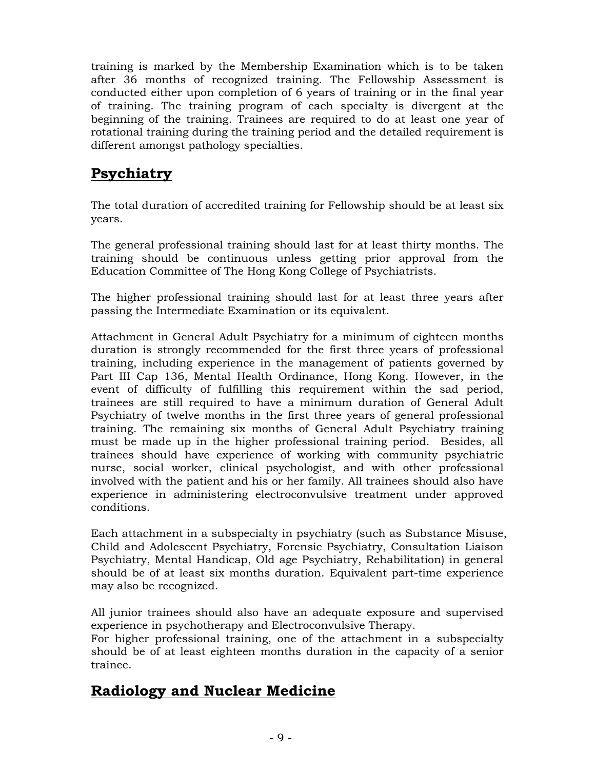training is marked by the Membership Examination which is to be taken after 36 months of recognized training. The Fellowship Assessment is conducted either upon completion of 6 years of training or in the final year of training. The training program of each specialty is divergent at the beginning of the training. Trainees are required to do at least one year of rotational training during the training period and the detailed requirement is different amongst pathology specialties.

## Psychiatry

The total duration of accredited training for Fellowship should be at least six years.

The general professional training should last for at least thirty months. The training should be continuous unless getting prior approval from the Education Committee of The Hong Kong College of Psychiatrists.

The higher professional training should last for at least three years after passing the Intermediate Examination or its equivalent.

Attachment in General Adult Psychiatry for a minimum of eighteen months duration is strongly recommended for the first three years of professional training, including experience in the management of patients governed by Part III Cap 136, Mental Health Ordinance, Hong Kong. However, in the event of difficulty of fulfilling this requirement within the sad period, trainees are still required to have a minimum duration of General Adult Psychiatry of twelve months in the first three years of general professional training. The remaining six months of General Adult Psychiatry training must be made up in the higher professional training period. Besides, all trainees should have experience of working with community psychiatric nurse, social worker, clinical psychologist, and with other professional involved with the patient and his or her family. All trainees should also have experience in administering electroconvulsive treatment under approved conditions.

Each attachment in a subspecialty in psychiatry (such as Substance Misuse, Child and Adolescent Psychiatry, Forensic Psychiatry, Consultation Liaison Psychiatry, Mental Handicap, Old age Psychiatry, Rehabilitation) in general should be of at least six months duration. Equivalent part-time experience may also be recognized.

All junior trainees should also have an adequate exposure and supervised experience in psychotherapy and Electroconvulsive Therapy.
For higher professional training, one of the attachment in a subspecialty should be of at least eighteen months duration in the capacity of a senior trainee.

## Radiology and Nuclear Medicine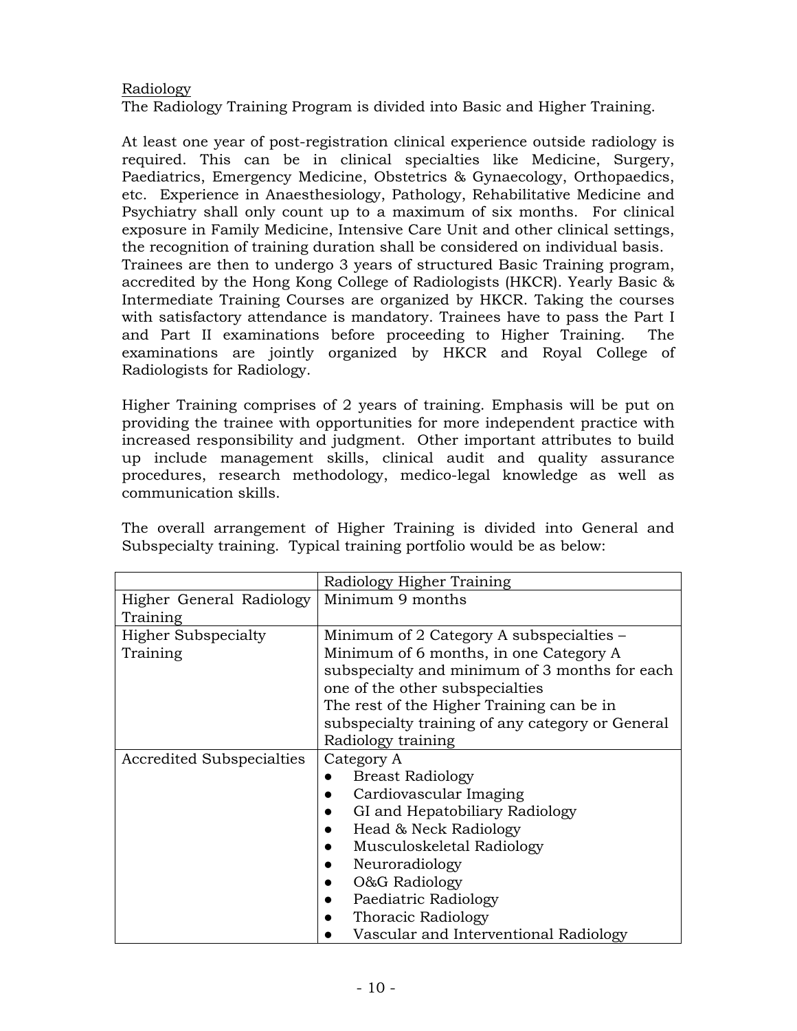Radiology

The Radiology Training Program is divided into Basic and Higher Training.

At least one year of post-registration clinical experience outside radiology is required. This can be in clinical specialties like Medicine, Surgery, Paediatrics, Emergency Medicine, Obstetrics & Gynaecology, Orthopaedics, etc. Experience in Anaesthesiology, Pathology, Rehabilitative Medicine and Psychiatry shall only count up to a maximum of six months. For clinical exposure in Family Medicine, Intensive Care Unit and other clinical settings, the recognition of training duration shall be considered on individual basis. Trainees are then to undergo 3 years of structured Basic Training program, accredited by the Hong Kong College of Radiologists (HKCR). Yearly Basic & Intermediate Training Courses are organized by HKCR. Taking the courses with satisfactory attendance is mandatory. Trainees have to pass the Part I and Part II examinations before proceeding to Higher Training. The examinations are jointly organized by HKCR and Royal College of Radiologists for Radiology.

Higher Training comprises of 2 years of training. Emphasis will be put on providing the trainee with opportunities for more independent practice with increased responsibility and judgment. Other important attributes to build up include management skills, clinical audit and quality assurance procedures, research methodology, medico-legal knowledge as well as communication skills.

The overall arrangement of Higher Training is divided into General and Subspecialty training. Typical training portfolio would be as below:

| | Radiology Higher Training |
|---|---|
| Higher General Radiology Training | Minimum 9 months |
| Higher Subspecialty Training | Minimum of 2 Category A subspecialties – Minimum of 6 months, in one Category A subspecialty and minimum of 3 months for each one of the other subspecialties<br>The rest of the Higher Training can be in subspecialty training of any category or General Radiology training |
| Accredited Subspecialties | Category A<br>● Breast Radiology<br>● Cardiovascular Imaging<br>● GI and Hepatobiliary Radiology<br>● Head & Neck Radiology<br>● Musculoskeletal Radiology<br>● Neuroradiology<br>● O&G Radiology<br>● Paediatric Radiology<br>● Thoracic Radiology<br>● Vascular and Interventional Radiology |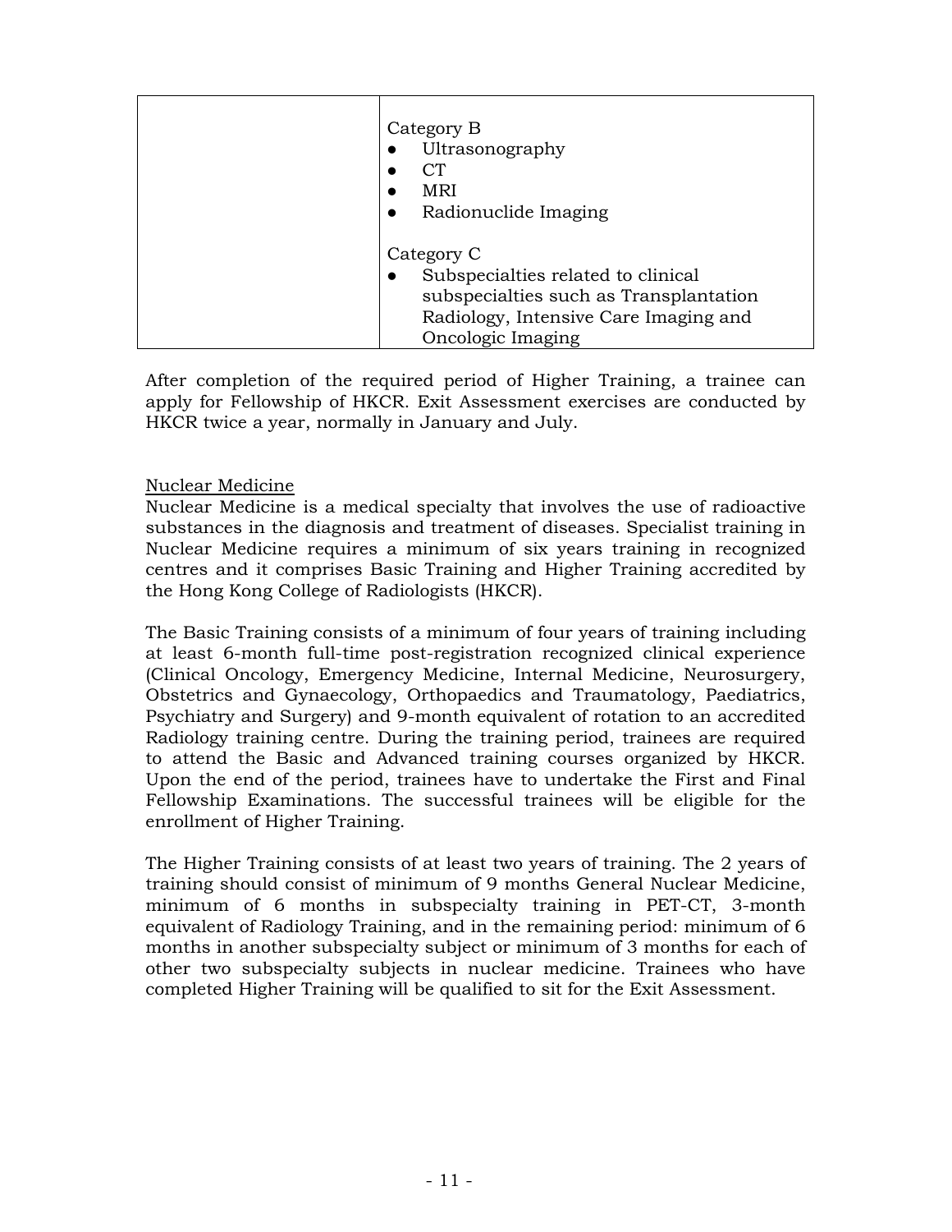| | Category B<br>● Ultrasonography<br>● CT<br>● MRI<br>● Radionuclide Imaging<br><br>Category C<br>● Subspecialties related to clinical subspecialties such as Transplantation Radiology, Intensive Care Imaging and Oncologic Imaging |
|---|---|

After completion of the required period of Higher Training, a trainee can apply for Fellowship of HKCR. Exit Assessment exercises are conducted by HKCR twice a year, normally in January and July.

<u>Nuclear Medicine</u>

Nuclear Medicine is a medical specialty that involves the use of radioactive substances in the diagnosis and treatment of diseases. Specialist training in Nuclear Medicine requires a minimum of six years training in recognized centres and it comprises Basic Training and Higher Training accredited by the Hong Kong College of Radiologists (HKCR).

The Basic Training consists of a minimum of four years of training including at least 6-month full-time post-registration recognized clinical experience (Clinical Oncology, Emergency Medicine, Internal Medicine, Neurosurgery, Obstetrics and Gynaecology, Orthopaedics and Traumatology, Paediatrics, Psychiatry and Surgery) and 9-month equivalent of rotation to an accredited Radiology training centre. During the training period, trainees are required to attend the Basic and Advanced training courses organized by HKCR. Upon the end of the period, trainees have to undertake the First and Final Fellowship Examinations. The successful trainees will be eligible for the enrollment of Higher Training.

The Higher Training consists of at least two years of training. The 2 years of training should consist of minimum of 9 months General Nuclear Medicine, minimum of 6 months in subspecialty training in PET-CT, 3-month equivalent of Radiology Training, and in the remaining period: minimum of 6 months in another subspecialty subject or minimum of 3 months for each of other two subspecialty subjects in nuclear medicine. Trainees who have completed Higher Training will be qualified to sit for the Exit Assessment.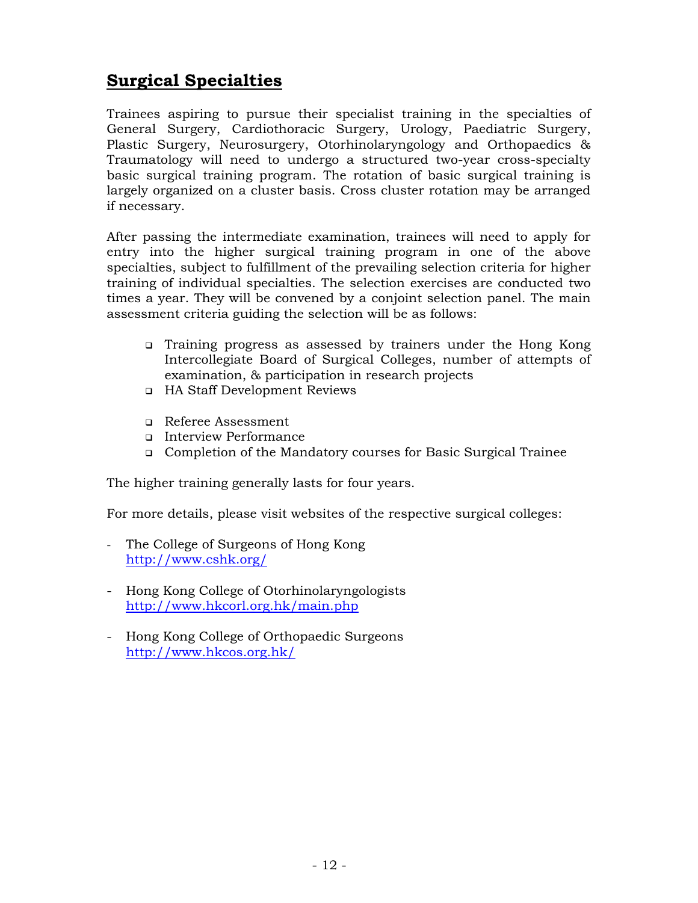## Surgical Specialties

Trainees aspiring to pursue their specialist training in the specialties of General Surgery, Cardiothoracic Surgery, Urology, Paediatric Surgery, Plastic Surgery, Neurosurgery, Otorhinolaryngology and Orthopaedics & Traumatology will need to undergo a structured two-year cross-specialty basic surgical training program. The rotation of basic surgical training is largely organized on a cluster basis. Cross cluster rotation may be arranged if necessary.

After passing the intermediate examination, trainees will need to apply for entry into the higher surgical training program in one of the above specialties, subject to fulfillment of the prevailing selection criteria for higher training of individual specialties. The selection exercises are conducted two times a year. They will be convened by a conjoint selection panel. The main assessment criteria guiding the selection will be as follows:

- Training progress as assessed by trainers under the Hong Kong Intercollegiate Board of Surgical Colleges, number of attempts of examination, & participation in research projects
- HA Staff Development Reviews
- Referee Assessment
- Interview Performance
- Completion of the Mandatory courses for Basic Surgical Trainee

The higher training generally lasts for four years.

For more details, please visit websites of the respective surgical colleges:

- The College of Surgeons of Hong Kong
  http://www.cshk.org/
- Hong Kong College of Otorhinolaryngologists
  http://www.hkcorl.org.hk/main.php
- Hong Kong College of Orthopaedic Surgeons
  http://www.hkcos.org.hk/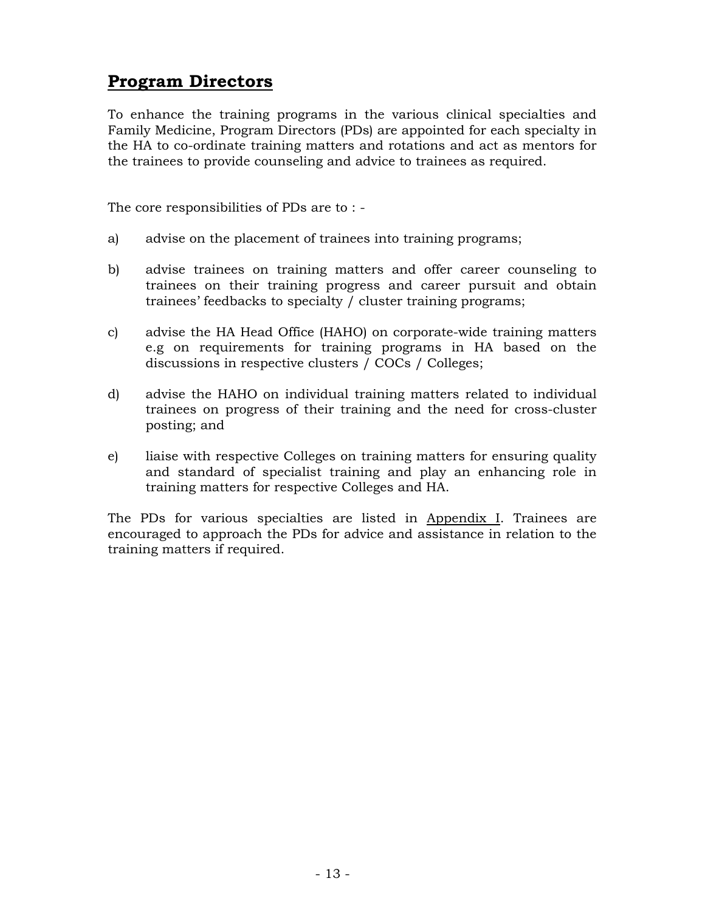## Program Directors

To enhance the training programs in the various clinical specialties and Family Medicine, Program Directors (PDs) are appointed for each specialty in the HA to co-ordinate training matters and rotations and act as mentors for the trainees to provide counseling and advice to trainees as required.

The core responsibilities of PDs are to : -

a) advise on the placement of trainees into training programs;

b) advise trainees on training matters and offer career counseling to trainees on their training progress and career pursuit and obtain trainees' feedbacks to specialty / cluster training programs;

c) advise the HA Head Office (HAHO) on corporate-wide training matters e.g on requirements for training programs in HA based on the discussions in respective clusters / COCs / Colleges;

d) advise the HAHO on individual training matters related to individual trainees on progress of their training and the need for cross-cluster posting; and

e) liaise with respective Colleges on training matters for ensuring quality and standard of specialist training and play an enhancing role in training matters for respective Colleges and HA.

The PDs for various specialties are listed in Appendix I. Trainees are encouraged to approach the PDs for advice and assistance in relation to the training matters if required.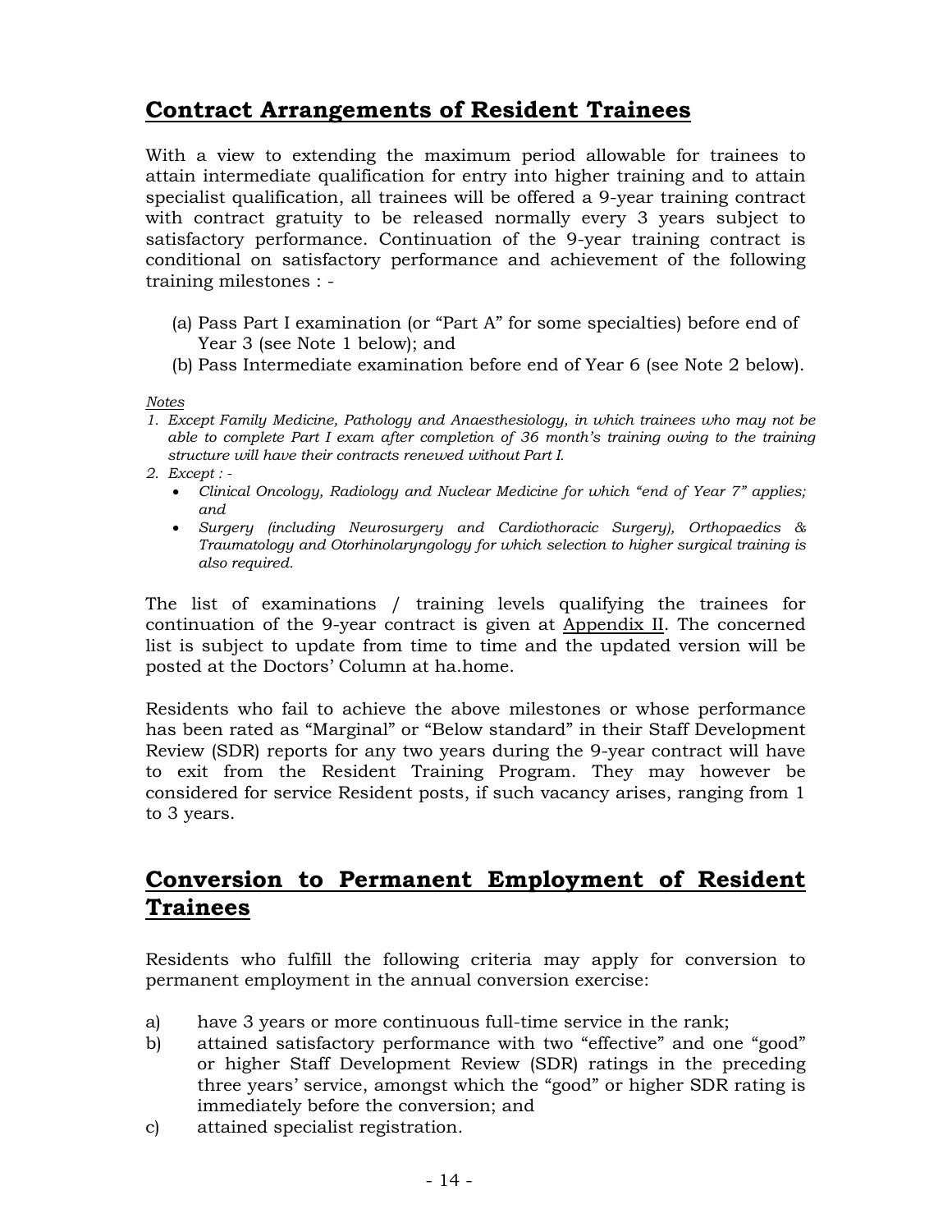## **Contract Arrangements of Resident Trainees**

With a view to extending the maximum period allowable for trainees to attain intermediate qualification for entry into higher training and to attain specialist qualification, all trainees will be offered a 9-year training contract with contract gratuity to be released normally every 3 years subject to satisfactory performance. Continuation of the 9-year training contract is conditional on satisfactory performance and achievement of the following training milestones : -

(a) Pass Part I examination (or "Part A" for some specialties) before end of Year 3 (see Note 1 below); and
(b) Pass Intermediate examination before end of Year 6 (see Note 2 below).

*Notes*

1. *Except Family Medicine, Pathology and Anaesthesiology, in which trainees who may not be able to complete Part I exam after completion of 36 month's training owing to the training structure will have their contracts renewed without Part I.*
2. *Except : -*
   - *Clinical Oncology, Radiology and Nuclear Medicine for which "end of Year 7" applies; and*
   - *Surgery (including Neurosurgery and Cardiothoracic Surgery), Orthopaedics & Traumatology and Otorhinolaryngology for which selection to higher surgical training is also required.*

The list of examinations / training levels qualifying the trainees for continuation of the 9-year contract is given at Appendix II. The concerned list is subject to update from time to time and the updated version will be posted at the Doctors' Column at ha.home.

Residents who fail to achieve the above milestones or whose performance has been rated as "Marginal" or "Below standard" in their Staff Development Review (SDR) reports for any two years during the 9-year contract will have to exit from the Resident Training Program. They may however be considered for service Resident posts, if such vacancy arises, ranging from 1 to 3 years.

## **Conversion to Permanent Employment of Resident Trainees**

Residents who fulfill the following criteria may apply for conversion to permanent employment in the annual conversion exercise:

a) have 3 years or more continuous full-time service in the rank;
b) attained satisfactory performance with two "effective" and one "good" or higher Staff Development Review (SDR) ratings in the preceding three years' service, amongst which the "good" or higher SDR rating is immediately before the conversion; and
c) attained specialist registration.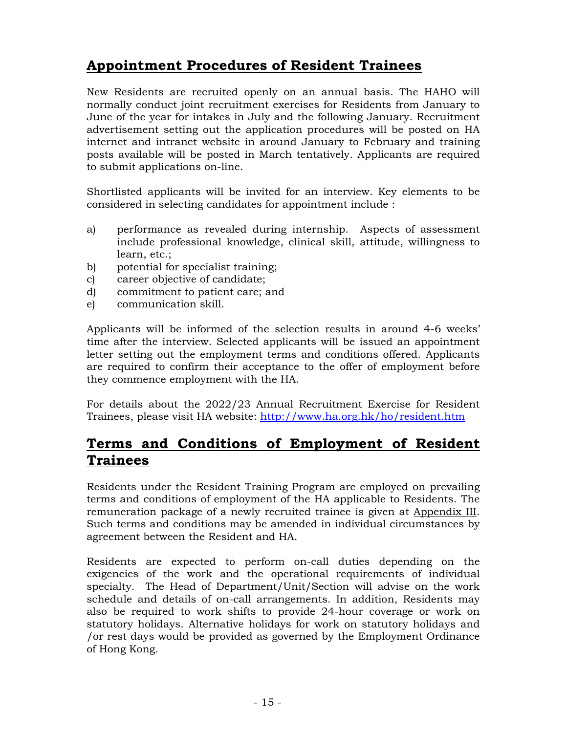## Appointment Procedures of Resident Trainees

New Residents are recruited openly on an annual basis. The HAHO will normally conduct joint recruitment exercises for Residents from January to June of the year for intakes in July and the following January. Recruitment advertisement setting out the application procedures will be posted on HA internet and intranet website in around January to February and training posts available will be posted in March tentatively. Applicants are required to submit applications on-line.

Shortlisted applicants will be invited for an interview. Key elements to be considered in selecting candidates for appointment include :

a) performance as revealed during internship. Aspects of assessment include professional knowledge, clinical skill, attitude, willingness to learn, etc.;
b) potential for specialist training;
c) career objective of candidate;
d) commitment to patient care; and
e) communication skill.

Applicants will be informed of the selection results in around 4-6 weeks' time after the interview. Selected applicants will be issued an appointment letter setting out the employment terms and conditions offered. Applicants are required to confirm their acceptance to the offer of employment before they commence employment with the HA.

For details about the 2022/23 Annual Recruitment Exercise for Resident Trainees, please visit HA website: [http://www.ha.org.hk/ho/resident.htm](http://www.ha.org.hk/ho/resident.htm)

## Terms and Conditions of Employment of Resident Trainees

Residents under the Resident Training Program are employed on prevailing terms and conditions of employment of the HA applicable to Residents. The remuneration package of a newly recruited trainee is given at Appendix III. Such terms and conditions may be amended in individual circumstances by agreement between the Resident and HA.

Residents are expected to perform on-call duties depending on the exigencies of the work and the operational requirements of individual specialty. The Head of Department/Unit/Section will advise on the work schedule and details of on-call arrangements. In addition, Residents may also be required to work shifts to provide 24-hour coverage or work on statutory holidays. Alternative holidays for work on statutory holidays and /or rest days would be provided as governed by the Employment Ordinance of Hong Kong.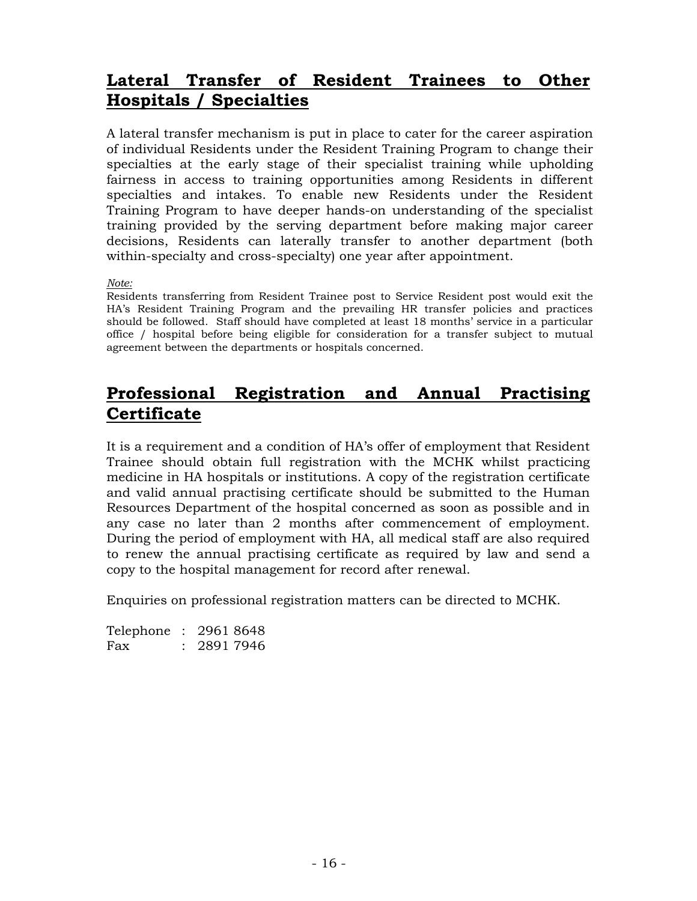## Lateral Transfer of Resident Trainees to Other Hospitals / Specialties

A lateral transfer mechanism is put in place to cater for the career aspiration of individual Residents under the Resident Training Program to change their specialties at the early stage of their specialist training while upholding fairness in access to training opportunities among Residents in different specialties and intakes. To enable new Residents under the Resident Training Program to have deeper hands-on understanding of the specialist training provided by the serving department before making major career decisions, Residents can laterally transfer to another department (both within-specialty and cross-specialty) one year after appointment.

*Note:*

Residents transferring from Resident Trainee post to Service Resident post would exit the HA's Resident Training Program and the prevailing HR transfer policies and practices should be followed. Staff should have completed at least 18 months' service in a particular office / hospital before being eligible for consideration for a transfer subject to mutual agreement between the departments or hospitals concerned.

## Professional Registration and Annual Practising Certificate

It is a requirement and a condition of HA's offer of employment that Resident Trainee should obtain full registration with the MCHK whilst practicing medicine in HA hospitals or institutions. A copy of the registration certificate and valid annual practising certificate should be submitted to the Human Resources Department of the hospital concerned as soon as possible and in any case no later than 2 months after commencement of employment. During the period of employment with HA, all medical staff are also required to renew the annual practising certificate as required by law and send a copy to the hospital management for record after renewal.

Enquiries on professional registration matters can be directed to MCHK.

Telephone : 2961 8648
Fax : 2891 7946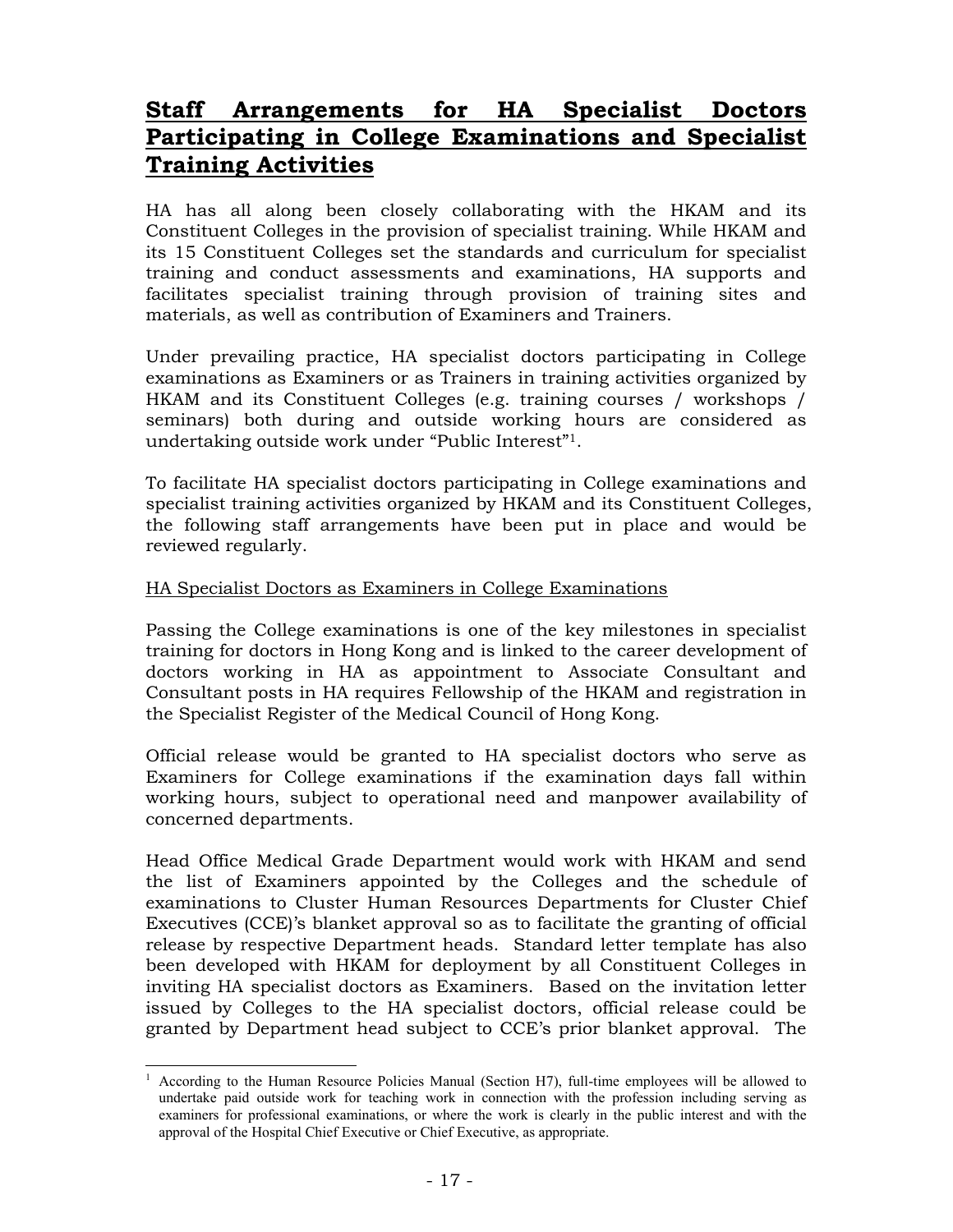## Staff Arrangements for HA Specialist Doctors Participating in College Examinations and Specialist Training Activities

HA has all along been closely collaborating with the HKAM and its Constituent Colleges in the provision of specialist training. While HKAM and its 15 Constituent Colleges set the standards and curriculum for specialist training and conduct assessments and examinations, HA supports and facilitates specialist training through provision of training sites and materials, as well as contribution of Examiners and Trainers.

Under prevailing practice, HA specialist doctors participating in College examinations as Examiners or as Trainers in training activities organized by HKAM and its Constituent Colleges (e.g. training courses / workshops / seminars) both during and outside working hours are considered as undertaking outside work under "Public Interest"[1].

To facilitate HA specialist doctors participating in College examinations and specialist training activities organized by HKAM and its Constituent Colleges, the following staff arrangements have been put in place and would be reviewed regularly.

HA Specialist Doctors as Examiners in College Examinations

Passing the College examinations is one of the key milestones in specialist training for doctors in Hong Kong and is linked to the career development of doctors working in HA as appointment to Associate Consultant and Consultant posts in HA requires Fellowship of the HKAM and registration in the Specialist Register of the Medical Council of Hong Kong.

Official release would be granted to HA specialist doctors who serve as Examiners for College examinations if the examination days fall within working hours, subject to operational need and manpower availability of concerned departments.

Head Office Medical Grade Department would work with HKAM and send the list of Examiners appointed by the Colleges and the schedule of examinations to Cluster Human Resources Departments for Cluster Chief Executives (CCE)'s blanket approval so as to facilitate the granting of official release by respective Department heads. Standard letter template has also been developed with HKAM for deployment by all Constituent Colleges in inviting HA specialist doctors as Examiners. Based on the invitation letter issued by Colleges to the HA specialist doctors, official release could be granted by Department head subject to CCE's prior blanket approval. The

[1] According to the Human Resource Policies Manual (Section H7), full-time employees will be allowed to undertake paid outside work for teaching work in connection with the profession including serving as examiners for professional examinations, or where the work is clearly in the public interest and with the approval of the Hospital Chief Executive or Chief Executive, as appropriate.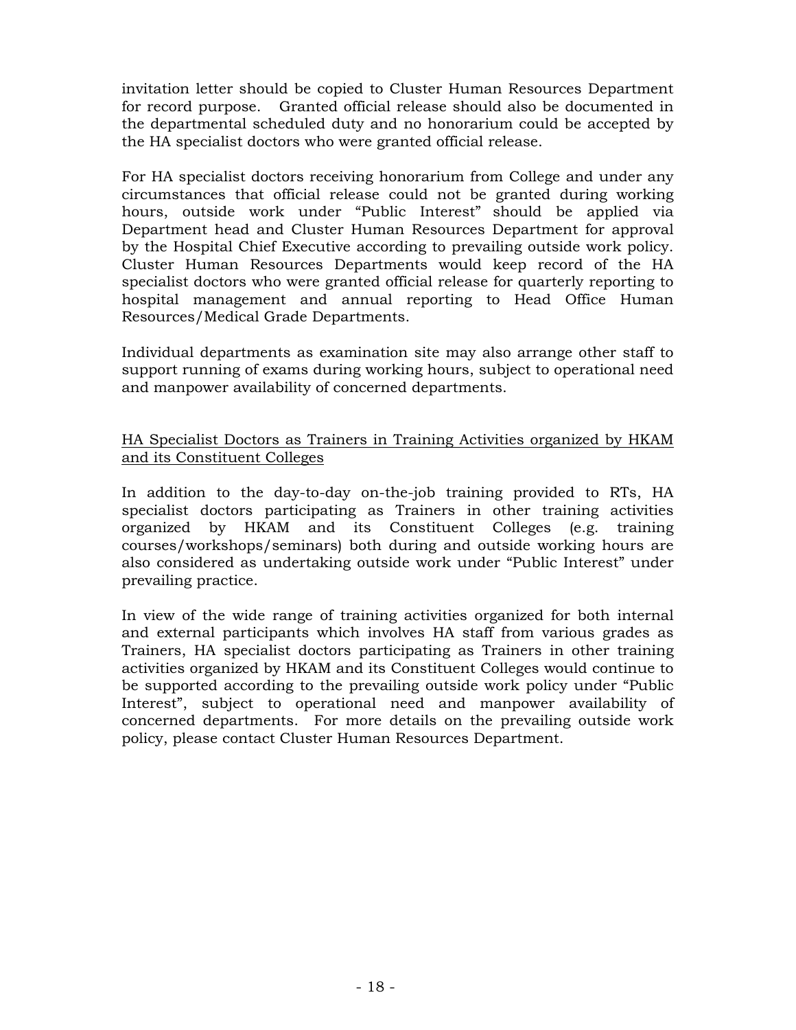invitation letter should be copied to Cluster Human Resources Department for record purpose. Granted official release should also be documented in the departmental scheduled duty and no honorarium could be accepted by the HA specialist doctors who were granted official release.

For HA specialist doctors receiving honorarium from College and under any circumstances that official release could not be granted during working hours, outside work under "Public Interest" should be applied via Department head and Cluster Human Resources Department for approval by the Hospital Chief Executive according to prevailing outside work policy. Cluster Human Resources Departments would keep record of the HA specialist doctors who were granted official release for quarterly reporting to hospital management and annual reporting to Head Office Human Resources/Medical Grade Departments.

Individual departments as examination site may also arrange other staff to support running of exams during working hours, subject to operational need and manpower availability of concerned departments.

<u>HA Specialist Doctors as Trainers in Training Activities organized by HKAM and its Constituent Colleges</u>

In addition to the day-to-day on-the-job training provided to RTs, HA specialist doctors participating as Trainers in other training activities organized by HKAM and its Constituent Colleges (e.g. training courses/workshops/seminars) both during and outside working hours are also considered as undertaking outside work under "Public Interest" under prevailing practice.

In view of the wide range of training activities organized for both internal and external participants which involves HA staff from various grades as Trainers, HA specialist doctors participating as Trainers in other training activities organized by HKAM and its Constituent Colleges would continue to be supported according to the prevailing outside work policy under "Public Interest", subject to operational need and manpower availability of concerned departments. For more details on the prevailing outside work policy, please contact Cluster Human Resources Department.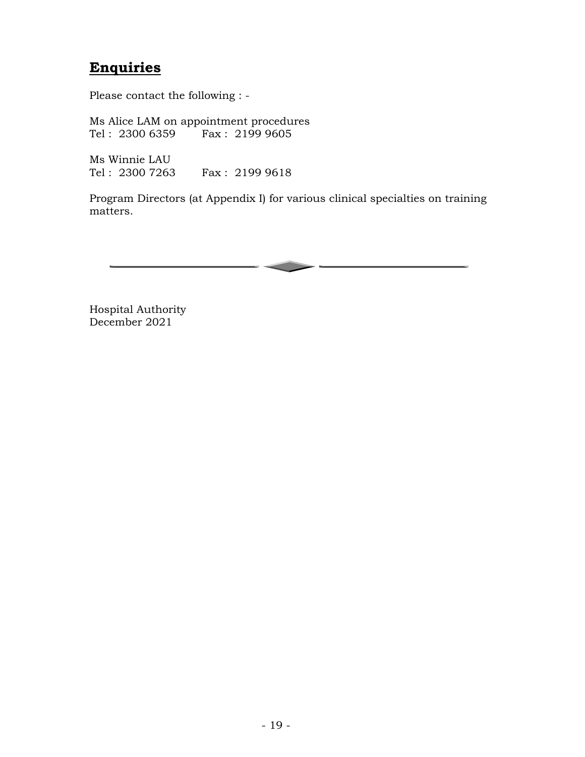## Enquiries

Please contact the following : -

Ms Alice LAM on appointment procedures
Tel : 2300 6359 Fax : 2199 9605

Ms Winnie LAU
Tel : 2300 7263 Fax : 2199 9618

Program Directors (at Appendix I) for various clinical specialties on training matters.

---

Hospital Authority
December 2021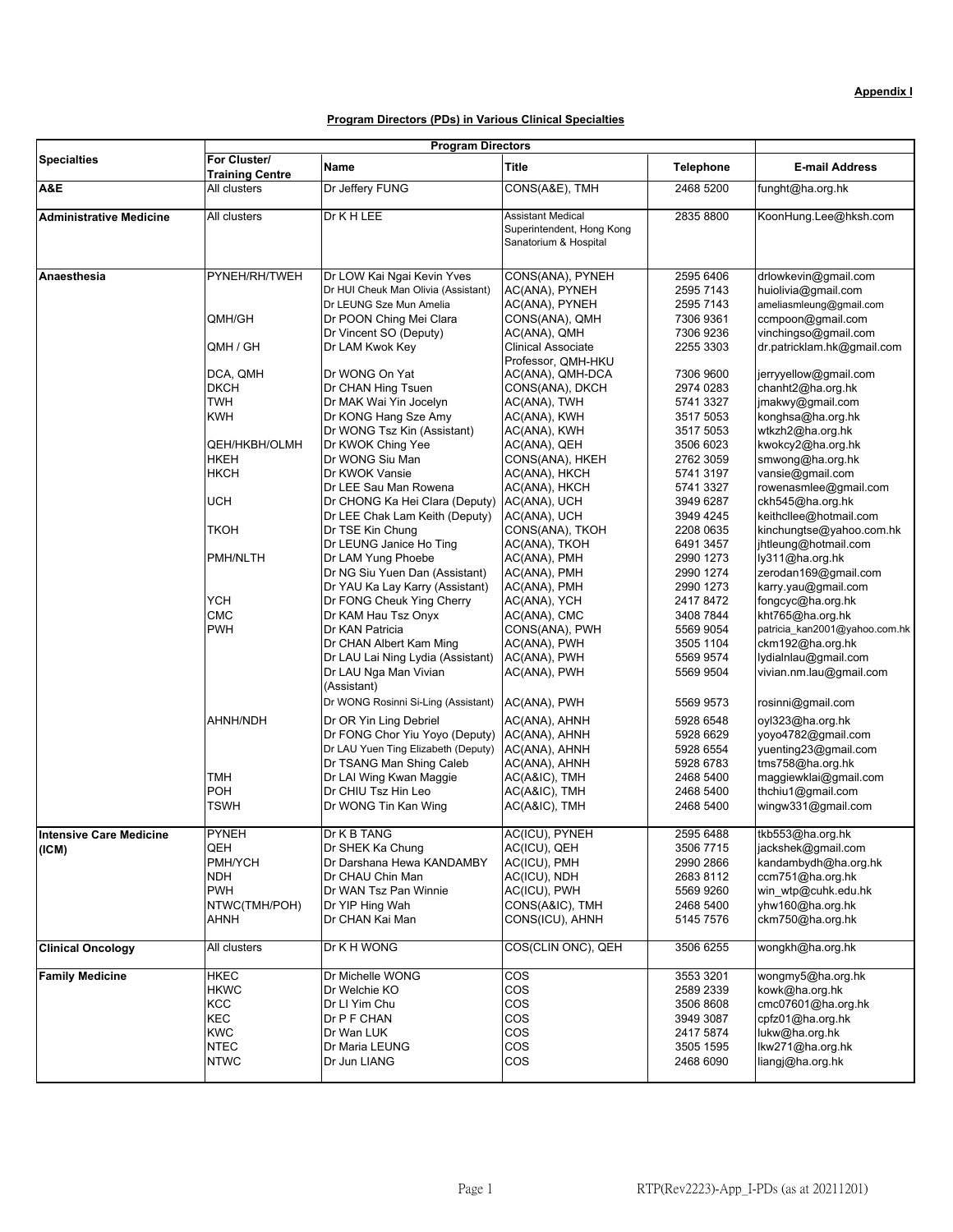**Appendix I**

**Program Directors (PDs) in Various Clinical Specialties**

| Specialties | Program Directors | | | | |
|---|---|---|---|---|---|
| | For Cluster/ Training Centre | Name | Title | Telephone | E-mail Address |
| **A&E** | All clusters | Dr Jeffery FUNG | CONS(A&E), TMH | 2468 5200 | funght@ha.org.hk |
| **Administrative Medicine** | All clusters | Dr K H LEE | Assistant Medical Superintendent, Hong Kong Sanatorium & Hospital | 2835 8800 | KoonHung.Lee@hksh.com |
| **Anaesthesia** | PYNEH/RH/TWEH | Dr LOW Kai Ngai Kevin Yves | CONS(ANA), PYNEH | 2595 6406 | drlowkevin@gmail.com |
| | | Dr HUI Cheuk Man Olivia (Assistant) | AC(ANA), PYNEH | 2595 7143 | huiolivia@gmail.com |
| | | Dr LEUNG Sze Mun Amelia | AC(ANA), PYNEH | 2595 7143 | ameliasmleung@gmail.com |
| | QMH/GH | Dr POON Ching Mei Clara | CONS(ANA), QMH | 7306 9361 | ccmpoon@gmail.com |
| | | Dr Vincent SO (Deputy) | AC(ANA), QMH | 7306 9236 | vinchingso@gmail.com |
| | QMH / GH | Dr LAM Kwok Key | Clinical Associate Professor, QMH-HKU | 2255 3303 | dr.patricklam.hk@gmail.com |
| | DCA, QMH | Dr WONG On Yat | AC(ANA), QMH-DCA | 7306 9600 | jerryyellow@gmail.com |
| | DKCH | Dr CHAN Hing Tsuen | CONS(ANA), DKCH | 2974 0283 | chanht2@ha.org.hk |
| | TWH | Dr MAK Wai Yin Jocelyn | AC(ANA), TWH | 5741 3327 | jmakwy@gmail.com |
| | KWH | Dr KONG Hang Sze Amy | AC(ANA), KWH | 3517 5053 | konghsa@ha.org.hk |
| | | Dr WONG Tsz Kin (Assistant) | AC(ANA), KWH | 3517 5053 | wtkzh2@ha.org.hk |
| | QEH/HKBH/OLMH | Dr KWOK Ching Yee | AC(ANA), QEH | 3506 6023 | kwokcy2@ha.org.hk |
| | HKEH | Dr WONG Siu Man | CONS(ANA), HKEH | 2762 3059 | smwong@ha.org.hk |
| | HKCH | Dr KWOK Vansie | AC(ANA), HKCH | 5741 3197 | vansie@gmail.com |
| | | Dr LEE Sau Man Rowena | AC(ANA), HKCH | 5741 3327 | rowenasmlee@gmail.com |
| | UCH | Dr CHONG Ka Hei Clara (Deputy) | AC(ANA), UCH | 3949 6287 | ckh545@ha.org.hk |
| | | Dr LEE Chak Lam Keith (Deputy) | AC(ANA), UCH | 3949 4245 | keithcllee@hotmail.com |
| | TKOH | Dr TSE Kin Chung | CONS(ANA), TKOH | 2208 0635 | kinchungtse@yahoo.com.hk |
| | | Dr LEUNG Janice Ho Ting | AC(ANA), TKOH | 6491 3457 | jhtleung@hotmail.com |
| | PMH/NLTH | Dr LAM Yung Phoebe | AC(ANA), PMH | 2990 1273 | ly311@ha.org.hk |
| | | Dr NG Siu Yuen Dan (Assistant) | AC(ANA), PMH | 2990 1274 | zerodan169@gmail.com |
| | | Dr YAU Ka Lay Karry (Assistant) | AC(ANA), PMH | 2990 1273 | karry.yau@gmail.com |
| | YCH | Dr FONG Cheuk Ying Cherry | AC(ANA), YCH | 2417 8472 | fongcyc@ha.org.hk |
| | CMC | Dr KAM Hau Tsz Onyx | AC(ANA), CMC | 3408 7844 | kht765@ha.org.hk |
| | PWH | Dr KAN Patricia | CONS(ANA), PWH | 5569 9054 | patricia_kan2001@yahoo.com.hk |
| | | Dr CHAN Albert Kam Ming | AC(ANA), PWH | 3505 1104 | ckm192@ha.org.hk |
| | | Dr LAU Lai Ning Lydia (Assistant) | AC(ANA), PWH | 5569 9574 | lydialnlau@gmail.com |
| | | Dr LAU Nga Man Vivian (Assistant) | AC(ANA), PWH | 5569 9504 | vivian.nm.lau@gmail.com |
| | | Dr WONG Rosinni Si-Ling (Assistant) | AC(ANA), PWH | 5569 9573 | rosinni@gmail.com |
| | AHNH/NDH | Dr OR Yin Ling Debriel | AC(ANA), AHNH | 5928 6548 | oyl323@ha.org.hk |
| | | Dr FONG Chor Yiu Yoyo (Deputy) | AC(ANA), AHNH | 5928 6629 | yoyo4782@gmail.com |
| | | Dr LAU Yuen Ting Elizabeth (Deputy) | AC(ANA), AHNH | 5928 6554 | yuenting23@gmail.com |
| | | Dr TSANG Man Shing Caleb | AC(ANA), AHNH | 5928 6783 | tms758@ha.org.hk |
| | TMH | Dr LAI Wing Kwan Maggie | AC(A&IC), TMH | 2468 5400 | maggiewklai@gmail.com |
| | POH | Dr CHIU Tsz Hin Leo | AC(A&IC), TMH | 2468 5400 | thchiu1@gmail.com |
| | TSWH | Dr WONG Tin Kan Wing | AC(A&IC), TMH | 2468 5400 | wingw331@gmail.com |
| **Intensive Care Medicine (ICM)** | PYNEH | Dr K B TANG | AC(ICU), PYNEH | 2595 6488 | tkb553@ha.org.hk |
| | QEH | Dr SHEK Ka Chung | AC(ICU), QEH | 3506 7715 | jackshek@gmail.com |
| | PMH/YCH | Dr Darshana Hewa KANDAMBY | AC(ICU), PMH | 2990 2866 | kandambydh@ha.org.hk |
| | NDH | Dr CHAU Chin Man | AC(ICU), NDH | 2683 8112 | ccm751@ha.org.hk |
| | PWH | Dr WAN Tsz Pan Winnie | AC(ICU), PWH | 5569 9260 | win_wtp@cuhk.edu.hk |
| | NTWC(TMH/POH) | Dr YIP Hing Wah | CONS(A&IC), TMH | 2468 5400 | yhw160@ha.org.hk |
| | AHNH | Dr CHAN Kai Man | CONS(ICU), AHNH | 5145 7576 | ckm750@ha.org.hk |
| **Clinical Oncology** | All clusters | Dr K H WONG | COS(CLIN ONC), QEH | 3506 6255 | wongkh@ha.org.hk |
| **Family Medicine** | HKEC | Dr Michelle WONG | COS | 3553 3201 | wongmy5@ha.org.hk |
| | HKWC | Dr Welchie KO | COS | 2589 2339 | kowk@ha.org.hk |
| | KCC | Dr LI Yim Chu | COS | 3506 8608 | cmc07601@ha.org.hk |
| | KEC | Dr P F CHAN | COS | 3949 3087 | cpfz01@ha.org.hk |
| | KWC | Dr Wan LUK | COS | 2417 5874 | lukw@ha.org.hk |
| | NTEC | Dr Maria LEUNG | COS | 3505 1595 | lkw271@ha.org.hk |
| | NTWC | Dr Jun LIANG | COS | 2468 6090 | liangj@ha.org.hk |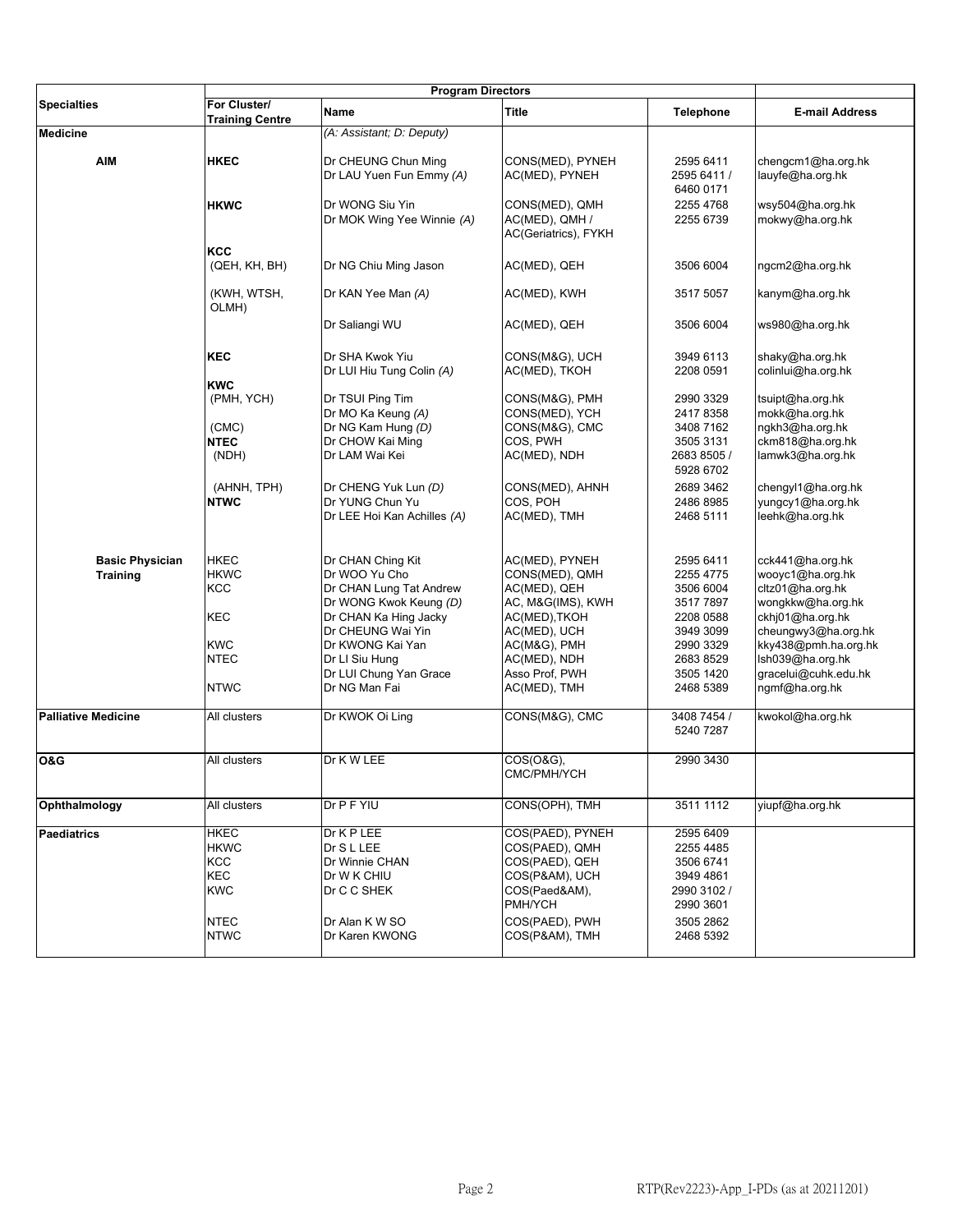| Specialties | Program Directors | | | | E-mail Address |
|---|---|---|---|---|---|
| | For Cluster/ Training Centre | Name | Title | Telephone | |
| **Medicine** | | *(A: Assistant; D: Deputy)* | | | |
| **AIM** | **HKEC** | Dr CHEUNG Chun Ming | CONS(MED), PYNEH | 2595 6411 | chengcm1@ha.org.hk |
| | | Dr LAU Yuen Fun Emmy *(A)* | AC(MED), PYNEH | 2595 6411 / 6460 0171 | lauyfe@ha.org.hk |
| | **HKWC** | Dr WONG Siu Yin | CONS(MED), QMH | 2255 4768 | wsy504@ha.org.hk |
| | | Dr MOK Wing Yee Winnie *(A)* | AC(MED), QMH / AC(Geriatrics), FYKH | 2255 6739 | mokwy@ha.org.hk |
| | **KCC** (QEH, KH, BH) | Dr NG Chiu Ming Jason | AC(MED), QEH | 3506 6004 | ngcm2@ha.org.hk |
| | (KWH, WTSH, OLMH) | Dr KAN Yee Man *(A)* | AC(MED), KWH | 3517 5057 | kanym@ha.org.hk |
| | | Dr Saliangi WU | AC(MED), QEH | 3506 6004 | ws980@ha.org.hk |
| | **KEC** | Dr SHA Kwok Yiu | CONS(M&G), UCH | 3949 6113 | shaky@ha.org.hk |
| | | Dr LUI Hiu Tung Colin *(A)* | AC(MED), TKOH | 2208 0591 | colinlui@ha.org.hk |
| | **KWC** (PMH, YCH) | Dr TSUI Ping Tim | CONS(M&G), PMH | 2990 3329 | tsuipt@ha.org.hk |
| | | Dr MO Ka Keung *(A)* | CONS(MED), YCH | 2417 8358 | mokk@ha.org.hk |
| | (CMC) | Dr NG Kam Hung *(D)* | CONS(M&G), CMC | 3408 7162 | ngkh3@ha.org.hk |
| | **NTEC** | Dr CHOW Kai Ming | COS, PWH | 3505 3131 | ckm818@ha.org.hk |
| | (NDH) | Dr LAM Wai Kei | AC(MED), NDH | 2683 8505 / 5928 6702 | lamwk3@ha.org.hk |
| | (AHNH, TPH) | Dr CHENG Yuk Lun *(D)* | CONS(MED), AHNH | 2689 3462 | chengyl1@ha.org.hk |
| | **NTWC** | Dr YUNG Chun Yu | COS, POH | 2486 8985 | yungcy1@ha.org.hk |
| | | Dr LEE Hoi Kan Achilles *(A)* | AC(MED), TMH | 2468 5111 | leehk@ha.org.hk |
| **Basic Physician Training** | HKEC | Dr CHAN Ching Kit | AC(MED), PYNEH | 2595 6411 | cck441@ha.org.hk |
| | HKWC | Dr WOO Yu Cho | CONS(MED), QMH | 2255 4775 | wooyc1@ha.org.hk |
| | KCC | Dr CHAN Lung Tat Andrew | AC(MED), QEH | 3506 6004 | cltz01@ha.org.hk |
| | | Dr WONG Kwok Keung *(D)* | AC, M&G(IMS), KWH | 3517 7897 | wongkkw@ha.org.hk |
| | KEC | Dr CHAN Ka Hing Jacky | AC(MED),TKOH | 2208 0588 | ckhj01@ha.org.hk |
| | | Dr CHEUNG Wai Yin | AC(MED), UCH | 3949 3099 | cheungwy3@ha.org.hk |
| | KWC | Dr KWONG Kai Yan | AC(M&G), PMH | 2990 3329 | kky438@pmh.ha.org.hk |
| | NTEC | Dr LI Siu Hung | AC(MED), NDH | 2683 8529 | lsh039@ha.org.hk |
| | | Dr LUI Chung Yan Grace | Asso Prof, PWH | 3505 1420 | gracelui@cuhk.edu.hk |
| | NTWC | Dr NG Man Fai | AC(MED), TMH | 2468 5389 | ngmf@ha.org.hk |
| **Palliative Medicine** | All clusters | Dr KWOK Oi Ling | CONS(M&G), CMC | 3408 7454 / 5240 7287 | kwokol@ha.org.hk |
| **O&G** | All clusters | Dr K W LEE | COS(O&G), CMC/PMH/YCH | 2990 3430 | |
| **Ophthalmology** | All clusters | Dr P F YIU | CONS(OPH), TMH | 3511 1112 | yiupf@ha.org.hk |
| **Paediatrics** | HKEC | Dr K P LEE | COS(PAED), PYNEH | 2595 6409 | |
| | HKWC | Dr S L LEE | COS(PAED), QMH | 2255 4485 | |
| | KCC | Dr Winnie CHAN | COS(PAED), QEH | 3506 6741 | |
| | KEC | Dr W K CHIU | COS(P&AM), UCH | 3949 4861 | |
| | KWC | Dr C C SHEK | COS(Paed&AM), PMH/YCH | 2990 3102 / 2990 3601 | |
| | NTEC | Dr Alan K W SO | COS(PAED), PWH | 3505 2862 | |
| | NTWC | Dr Karen KWONG | COS(P&AM), TMH | 2468 5392 | |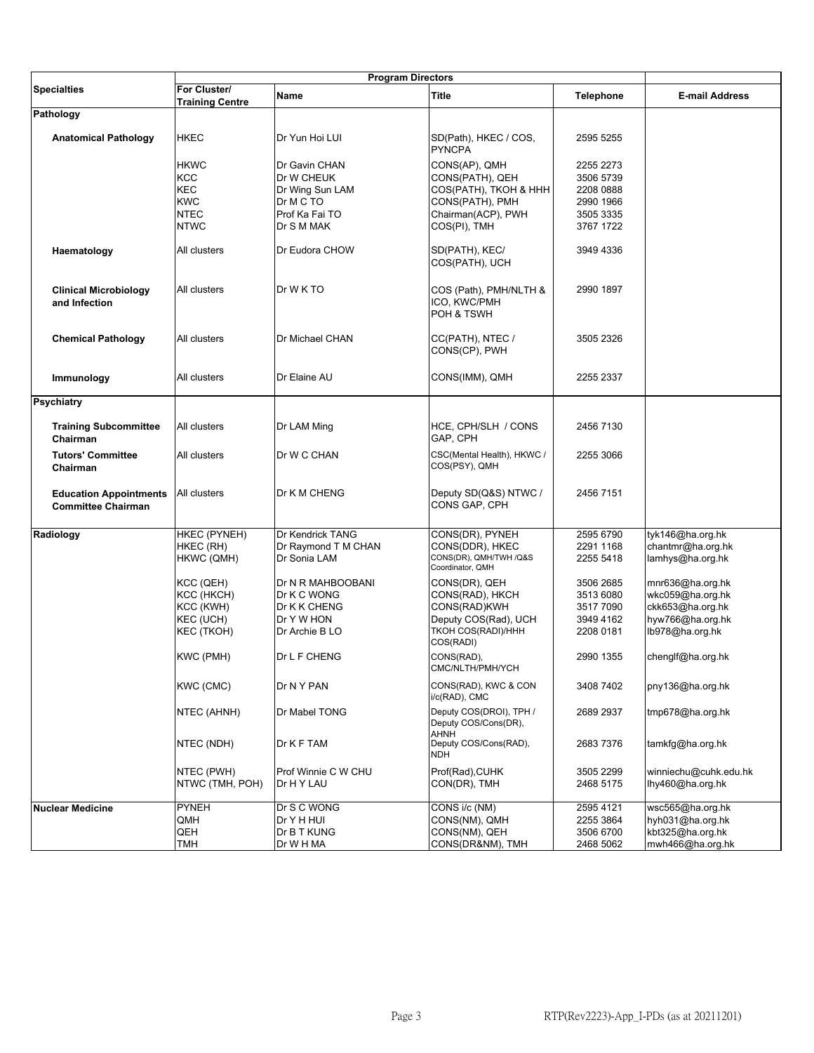| Specialties | Program Directors | | | | |
|---|---|---|---|---|---|
| | For Cluster/ Training Centre | Name | Title | Telephone | E-mail Address |
| **Pathology** | | | | | |
| **Anatomical Pathology** | HKEC | Dr Yun Hoi LUI | SD(Path), HKEC / COS, PYNCPA | 2595 5255 | |
| | HKWC | Dr Gavin CHAN | CONS(AP), QMH | 2255 2273 | |
| | KCC | Dr W CHEUK | CONS(PATH), QEH | 3506 5739 | |
| | KEC | Dr Wing Sun LAM | COS(PATH), TKOH & HHH | 2208 0888 | |
| | KWC | Dr M C TO | CONS(PATH), PMH | 2990 1966 | |
| | NTEC | Prof Ka Fai TO | Chairman(ACP), PWH | 3505 3335 | |
| | NTWC | Dr S M MAK | COS(PI), TMH | 3767 1722 | |
| **Haematology** | All clusters | Dr Eudora CHOW | SD(PATH), KEC/ COS(PATH), UCH | 3949 4336 | |
| **Clinical Microbiology and Infection** | All clusters | Dr W K TO | COS (Path), PMH/NLTH & ICO, KWC/PMH POH & TSWH | 2990 1897 | |
| **Chemical Pathology** | All clusters | Dr Michael CHAN | CC(PATH), NTEC / CONS(CP), PWH | 3505 2326 | |
| **Immunology** | All clusters | Dr Elaine AU | CONS(IMM), QMH | 2255 2337 | |
| **Psychiatry** | | | | | |
| **Training Subcommittee Chairman** | All clusters | Dr LAM Ming | HCE, CPH/SLH / CONS GAP, CPH | 2456 7130 | |
| **Tutors' Committee Chairman** | All clusters | Dr W C CHAN | CSC(Mental Health), HKWC / COS(PSY), QMH | 2255 3066 | |
| **Education Appointments Committee Chairman** | All clusters | Dr K M CHENG | Deputy SD(Q&S) NTWC / CONS GAP, CPH | 2456 7151 | |
| **Radiology** | HKEC (PYNEH) | Dr Kendrick TANG | CONS(DR), PYNEH | 2595 6790 | tyk146@ha.org.hk |
| | HKEC (RH) | Dr Raymond T M CHAN | CONS(DDR), HKEC | 2291 1168 | chantmr@ha.org.hk |
| | HKWC (QMH) | Dr Sonia LAM | CONS(DR), QMH/TWH /Q&S Coordinator, QMH | 2255 5418 | lamhys@ha.org.hk |
| | KCC (QEH) | Dr N R MAHBOOBANI | CONS(DR), QEH | 3506 2685 | mnr636@ha.org.hk |
| | KCC (HKCH) | Dr K C WONG | CONS(RAD), HKCH | 3513 6080 | wkc059@ha.org.hk |
| | KCC (KWH) | Dr K K CHENG | CONS(RAD)KWH | 3517 7090 | ckk653@ha.org.hk |
| | KEC (UCH) | Dr Y W HON | Deputy COS(Rad), UCH | 3949 4162 | hyw766@ha.org.hk |
| | KEC (TKOH) | Dr Archie B LO | TKOH COS(RADI)/HHH COS(RADI) | 2208 0181 | lb978@ha.org.hk |
| | KWC (PMH) | Dr L F CHENG | CONS(RAD), CMC/NLTH/PMH/YCH | 2990 1355 | chenglf@ha.org.hk |
| | KWC (CMC) | Dr N Y PAN | CONS(RAD), KWC & CON i/c(RAD), CMC | 3408 7402 | pny136@ha.org.hk |
| | NTEC (AHNH) | Dr Mabel TONG | Deputy COS(DROI), TPH / Deputy COS/Cons(DR), AHNH | 2689 2937 | tmp678@ha.org.hk |
| | NTEC (NDH) | Dr K F TAM | Deputy COS/Cons(RAD), NDH | 2683 7376 | tamkfg@ha.org.hk |
| | NTEC (PWH) | Prof Winnie C W CHU | Prof(Rad),CUHK | 3505 2299 | winniechu@cuhk.edu.hk |
| | NTWC (TMH, POH) | Dr H Y LAU | CON(DR), TMH | 2468 5175 | lhy460@ha.org.hk |
| **Nuclear Medicine** | PYNEH | Dr S C WONG | CONS i/c (NM) | 2595 4121 | wsc565@ha.org.hk |
| | QMH | Dr Y H HUI | CONS(NM), QMH | 2255 3864 | hyh031@ha.org.hk |
| | QEH | Dr B T KUNG | CONS(NM), QEH | 3506 6700 | kbt325@ha.org.hk |
| | TMH | Dr W H MA | CONS(DR&NM), TMH | 2468 5062 | mwh466@ha.org.hk |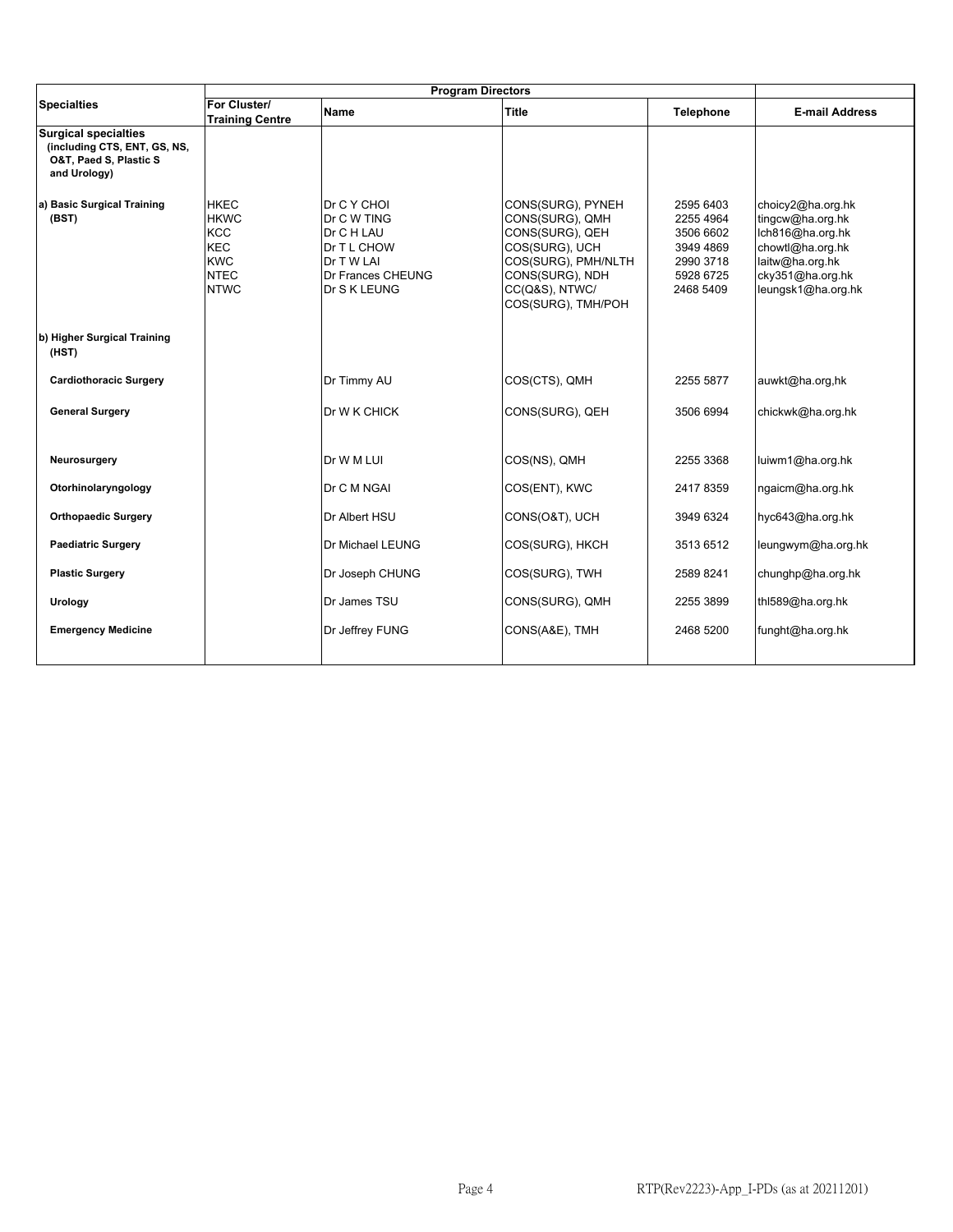| Specialties | Program Directors | | | | |
|---|---|---|---|---|---|
| | For Cluster/ Training Centre | Name | Title | Telephone | E-mail Address |
| **Surgical specialties (including CTS, ENT, GS, NS, O&T, Paed S, Plastic S and Urology)** | | | | | |
| **a) Basic Surgical Training (BST)** | HKEC | Dr C Y CHOI | CONS(SURG), PYNEH | 2595 6403 | choicy2@ha.org.hk |
| | HKWC | Dr C W TING | CONS(SURG), QMH | 2255 4964 | tingcw@ha.org.hk |
| | KCC | Dr C H LAU | CONS(SURG), QEH | 3506 6602 | lch816@ha.org.hk |
| | KEC | Dr T L CHOW | COS(SURG), UCH | 3949 4869 | chowtl@ha.org.hk |
| | KWC | Dr T W LAI | COS(SURG), PMH/NLTH | 2990 3718 | laitw@ha.org.hk |
| | NTEC | Dr Frances CHEUNG | CONS(SURG), NDH | 5928 6725 | cky351@ha.org.hk |
| | NTWC | Dr S K LEUNG | CC(Q&S), NTWC/ COS(SURG), TMH/POH | 2468 5409 | leungsk1@ha.org.hk |
| **b) Higher Surgical Training (HST)** | | | | | |
| **Cardiothoracic Surgery** | | Dr Timmy AU | COS(CTS), QMH | 2255 5877 | auwkt@ha.org,hk |
| **General Surgery** | | Dr W K CHICK | CONS(SURG), QEH | 3506 6994 | chickwk@ha.org.hk |
| **Neurosurgery** | | Dr W M LUI | COS(NS), QMH | 2255 3368 | luiwm1@ha.org.hk |
| **Otorhinolaryngology** | | Dr C M NGAI | COS(ENT), KWC | 2417 8359 | ngaicm@ha.org.hk |
| **Orthopaedic Surgery** | | Dr Albert HSU | CONS(O&T), UCH | 3949 6324 | hyc643@ha.org.hk |
| **Paediatric Surgery** | | Dr Michael LEUNG | COS(SURG), HKCH | 3513 6512 | leungwym@ha.org.hk |
| **Plastic Surgery** | | Dr Joseph CHUNG | COS(SURG), TWH | 2589 8241 | chunghp@ha.org.hk |
| **Urology** | | Dr James TSU | CONS(SURG), QMH | 2255 3899 | thl589@ha.org.hk |
| **Emergency Medicine** | | Dr Jeffrey FUNG | CONS(A&E), TMH | 2468 5200 | funght@ha.org.hk |

RTP(Rev2223)-App_I-PDs (as at 20211201)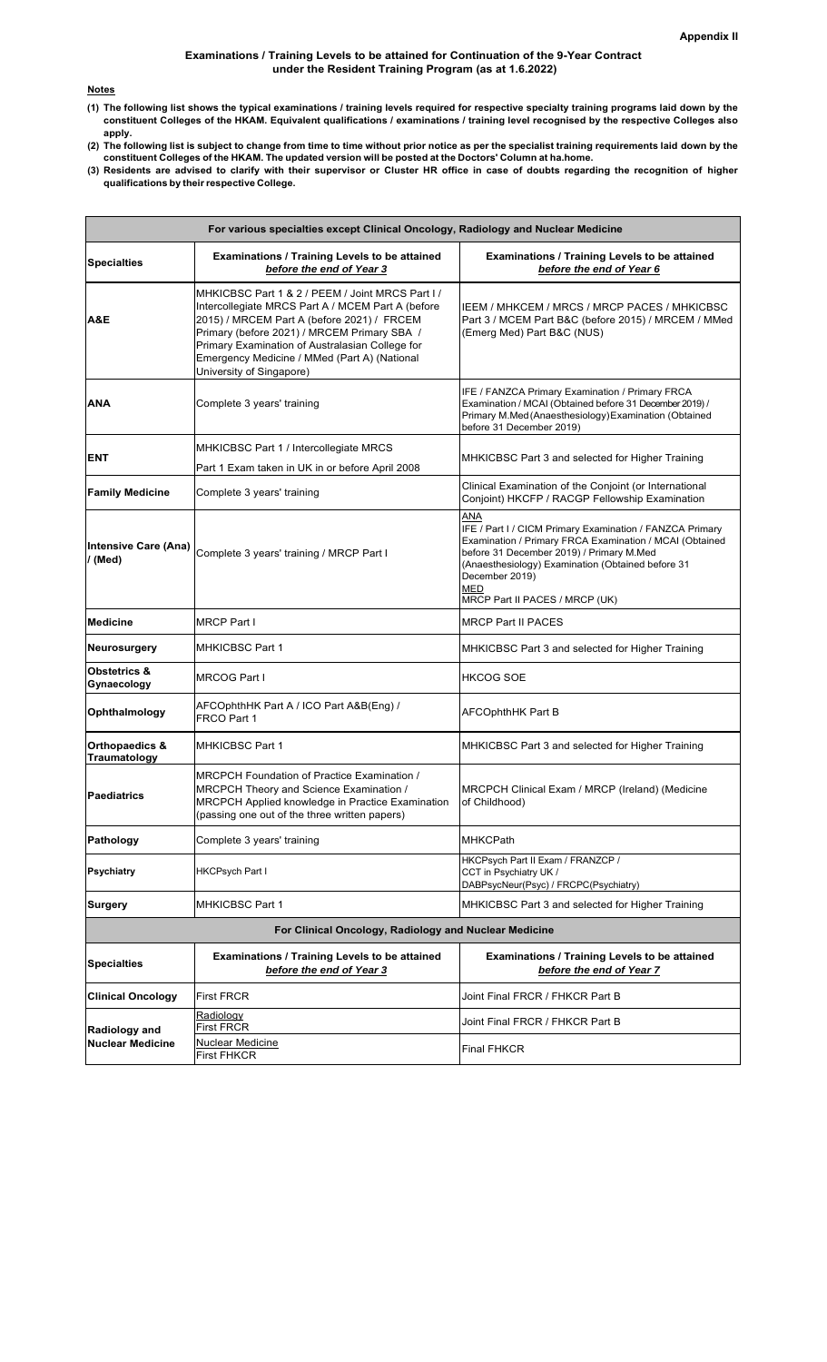**Appendix II**

**Examinations / Training Levels to be attained for Continuation of the 9-Year Contract under the Resident Training Program (as at 1.6.2022)**

**Notes**

1. **The following list shows the typical examinations / training levels required for respective specialty training programs laid down by the constituent Colleges of the HKAM. Equivalent qualifications / examinations / training level recognised by the respective Colleges also apply.**
2. **The following list is subject to change from time to time without prior notice as per the specialist training requirements laid down by the constituent Colleges of the HKAM. The updated version will be posted at the Doctors' Column at ha.home.**
3. **Residents are advised to clarify with their supervisor or Cluster HR office in case of doubts regarding the recognition of higher qualifications by their respective College.**

| For various specialties except Clinical Oncology, Radiology and Nuclear Medicine | | |
|---|---|---|
| **Specialties** | **Examinations / Training Levels to be attained *before the end of Year 3*** | **Examinations / Training Levels to be attained *before the end of Year 6*** |
| **A&E** | MHKICBSC Part 1 & 2 / PEEM / Joint MRCS Part I / Intercollegiate MRCS Part A / MCEM Part A (before 2015) / MRCEM Part A (before 2021) / FRCEM Primary (before 2021) / MRCEM Primary SBA / Primary Examination of Australasian College for Emergency Medicine / MMed (Part A) (National University of Singapore) | IEEM / MHKCEM / MRCS / MRCP PACES / MHKICBSC Part 3 / MCEM Part B&C (before 2015) / MRCEM / MMed (Emerg Med) Part B&C (NUS) |
| **ANA** | Complete 3 years' training | IFE / FANZCA Primary Examination / Primary FRCA Examination / MCAI (Obtained before 31 December 2019) / Primary M.Med (Anaesthesiology) Examination (Obtained before 31 December 2019) |
| **ENT** | MHKICBSC Part 1 / Intercollegiate MRCS Part 1 Exam taken in UK in or before April 2008 | MHKICBSC Part 3 and selected for Higher Training |
| **Family Medicine** | Complete 3 years' training | Clinical Examination of the Conjoint (or International Conjoint) HKCFP / RACGP Fellowship Examination |
| **Intensive Care (Ana) / (Med)** | Complete 3 years' training / MRCP Part I | <u>ANA</u> IFE / Part I / CICM Primary Examination / FANZCA Primary Examination / Primary FRCA Examination / MCAI (Obtained before 31 December 2019) / Primary M.Med (Anaesthesiology) Examination (Obtained before 31 December 2019) <u>MED</u> MRCP Part II PACES / MRCP (UK) |
| **Medicine** | MRCP Part I | MRCP Part II PACES |
| **Neurosurgery** | MHKICBSC Part 1 | MHKICBSC Part 3 and selected for Higher Training |
| **Obstetrics & Gynaecology** | MRCOG Part I | HKCOG SOE |
| **Ophthalmology** | AFCOphthHK Part A / ICO Part A&B(Eng) / FRCO Part 1 | AFCOphthHK Part B |
| **Orthopaedics & Traumatology** | MHKICBSC Part 1 | MHKICBSC Part 3 and selected for Higher Training |
| **Paediatrics** | MRCPCH Foundation of Practice Examination / MRCPCH Theory and Science Examination / MRCPCH Applied knowledge in Practice Examination (passing one out of the three written papers) | MRCPCH Clinical Exam / MRCP (Ireland) (Medicine of Childhood) |
| **Pathology** | Complete 3 years' training | MHKCPath |
| **Psychiatry** | HKCPsych Part I | HKCPsych Part II Exam / FRANZCP / CCT in Psychiatry UK / DABPsycNeur(Psyc) / FRCPC(Psychiatry) |
| **Surgery** | MHKICBSC Part 1 | MHKICBSC Part 3 and selected for Higher Training |
| **For Clinical Oncology, Radiology and Nuclear Medicine** | | |
| **Specialties** | **Examinations / Training Levels to be attained *before the end of Year 3*** | **Examinations / Training Levels to be attained *before the end of Year 7*** |
| **Clinical Oncology** | First FRCR | Joint Final FRCR / FHKCR Part B |
| **Radiology and Nuclear Medicine** | <u>Radiology</u> First FRCR | Joint Final FRCR / FHKCR Part B |
| | <u>Nuclear Medicine</u> First FHKCR | Final FHKCR |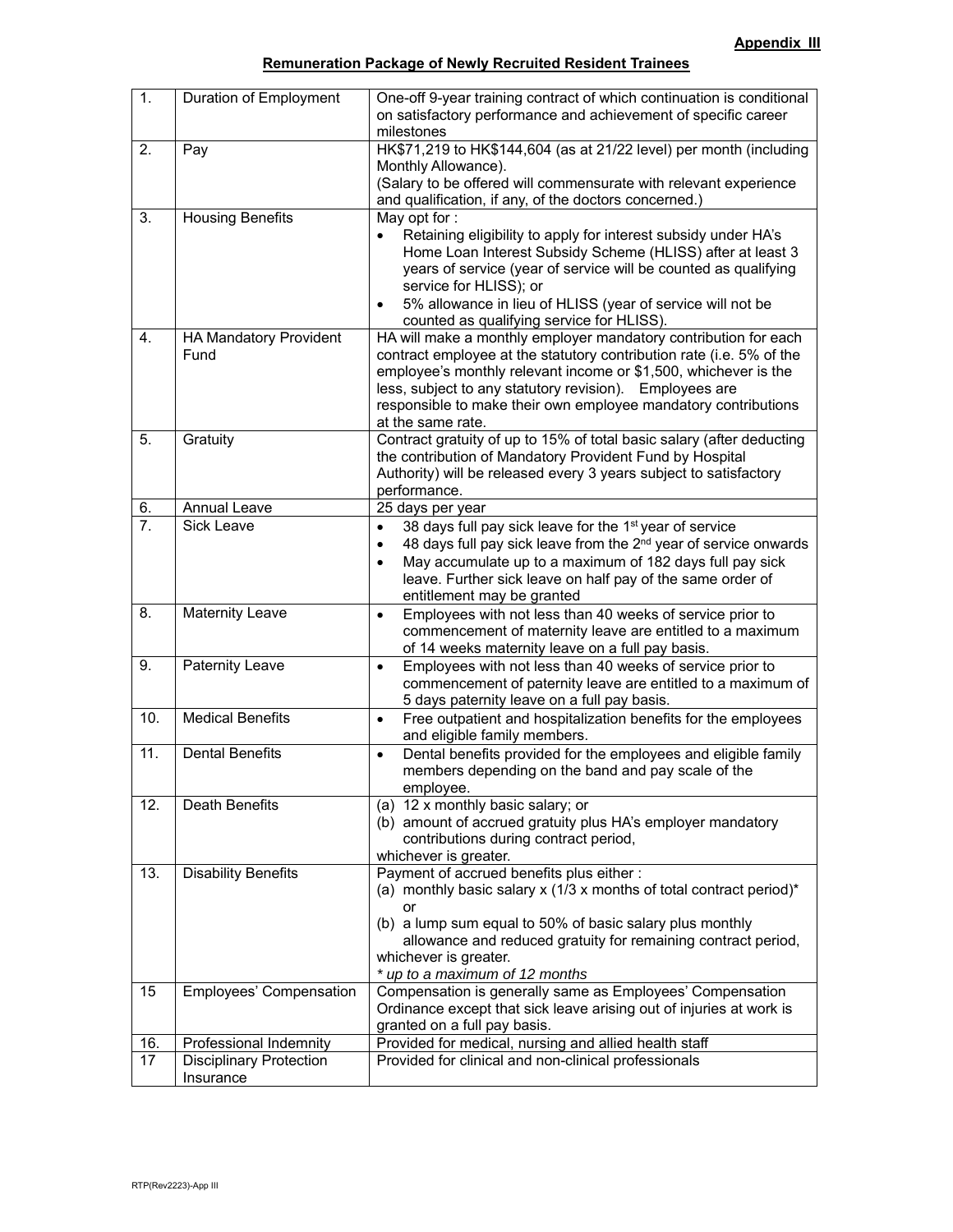**Appendix III**

**Remuneration Package of Newly Recruited Resident Trainees**

| | | |
|---|---|---|
| 1. | Duration of Employment | One-off 9-year training contract of which continuation is conditional on satisfactory performance and achievement of specific career milestones |
| 2. | Pay | HK$71,219 to HK$144,604 (as at 21/22 level) per month (including Monthly Allowance).<br>(Salary to be offered will commensurate with relevant experience and qualification, if any, of the doctors concerned.) |
| 3. | Housing Benefits | May opt for :<br>• Retaining eligibility to apply for interest subsidy under HA's Home Loan Interest Subsidy Scheme (HLISS) after at least 3 years of service (year of service will be counted as qualifying service for HLISS); or<br>• 5% allowance in lieu of HLISS (year of service will not be counted as qualifying service for HLISS). |
| 4. | HA Mandatory Provident Fund | HA will make a monthly employer mandatory contribution for each contract employee at the statutory contribution rate (i.e. 5% of the employee's monthly relevant income or $1,500, whichever is the less, subject to any statutory revision). Employees are responsible to make their own employee mandatory contributions at the same rate. |
| 5. | Gratuity | Contract gratuity of up to 15% of total basic salary (after deducting the contribution of Mandatory Provident Fund by Hospital Authority) will be released every 3 years subject to satisfactory performance. |
| 6. | Annual Leave | 25 days per year |
| 7. | Sick Leave | • 38 days full pay sick leave for the 1st year of service<br>• 48 days full pay sick leave from the 2nd year of service onwards<br>• May accumulate up to a maximum of 182 days full pay sick leave. Further sick leave on half pay of the same order of entitlement may be granted |
| 8. | Maternity Leave | • Employees with not less than 40 weeks of service prior to commencement of maternity leave are entitled to a maximum of 14 weeks maternity leave on a full pay basis. |
| 9. | Paternity Leave | • Employees with not less than 40 weeks of service prior to commencement of paternity leave are entitled to a maximum of 5 days paternity leave on a full pay basis. |
| 10. | Medical Benefits | • Free outpatient and hospitalization benefits for the employees and eligible family members. |
| 11. | Dental Benefits | • Dental benefits provided for the employees and eligible family members depending on the band and pay scale of the employee. |
| 12. | Death Benefits | (a) 12 x monthly basic salary; or<br>(b) amount of accrued gratuity plus HA's employer mandatory contributions during contract period,<br>whichever is greater. |
| 13. | Disability Benefits | Payment of accrued benefits plus either :<br>(a) monthly basic salary x (1/3 x months of total contract period)* or<br>(b) a lump sum equal to 50% of basic salary plus monthly allowance and reduced gratuity for remaining contract period,<br>whichever is greater.<br>*\* up to a maximum of 12 months* |
| 15 | Employees' Compensation | Compensation is generally same as Employees' Compensation Ordinance except that sick leave arising out of injuries at work is granted on a full pay basis. |
| 16. | Professional Indemnity | Provided for medical, nursing and allied health staff |
| 17 | Disciplinary Protection Insurance | Provided for clinical and non-clinical professionals |

RTP(Rev2223)-App III